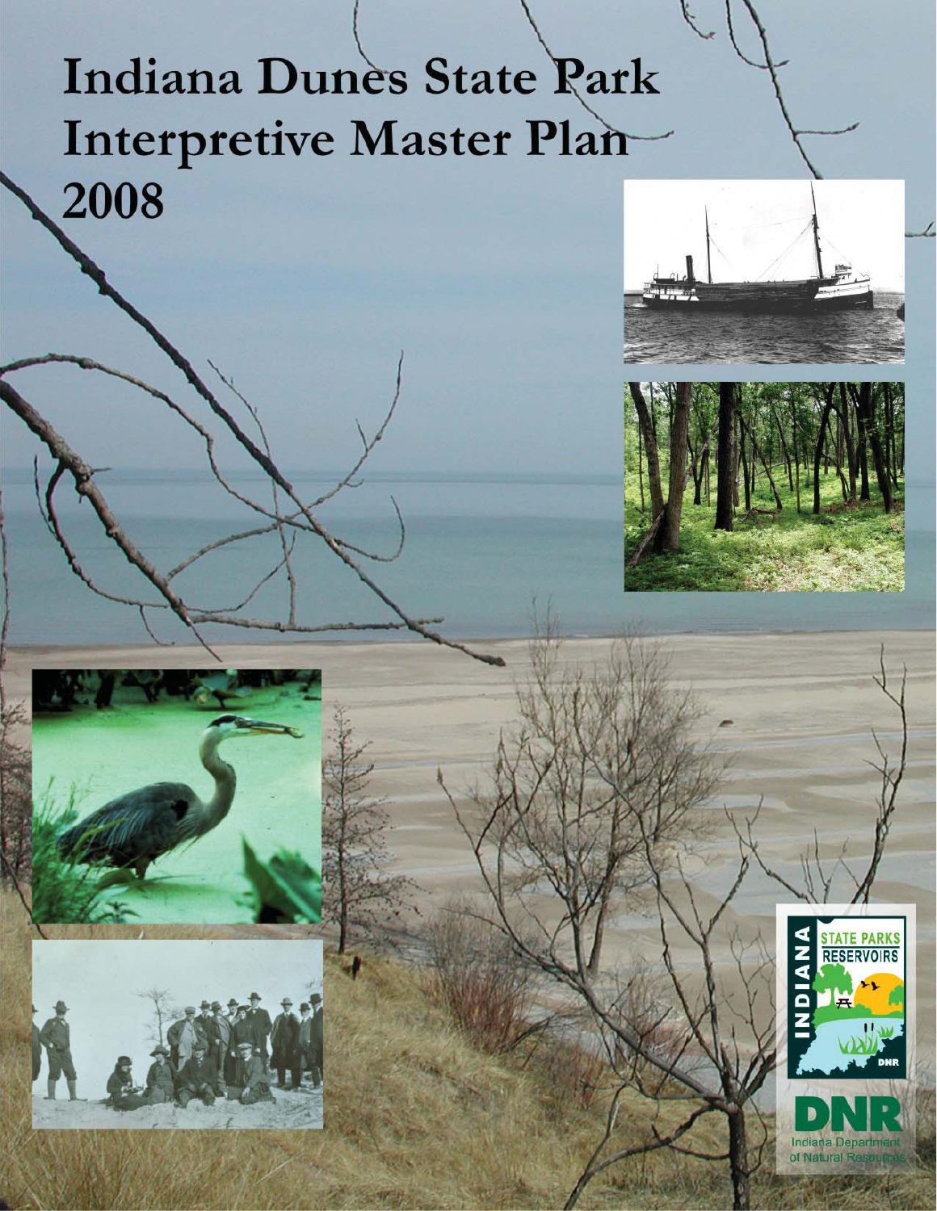# Indiana Dunes State Park Interpretive Master Plan 2008

INDIANA STATE PARKS RESERVOIRS

DNR

DNR Indiana Department of Natural Resources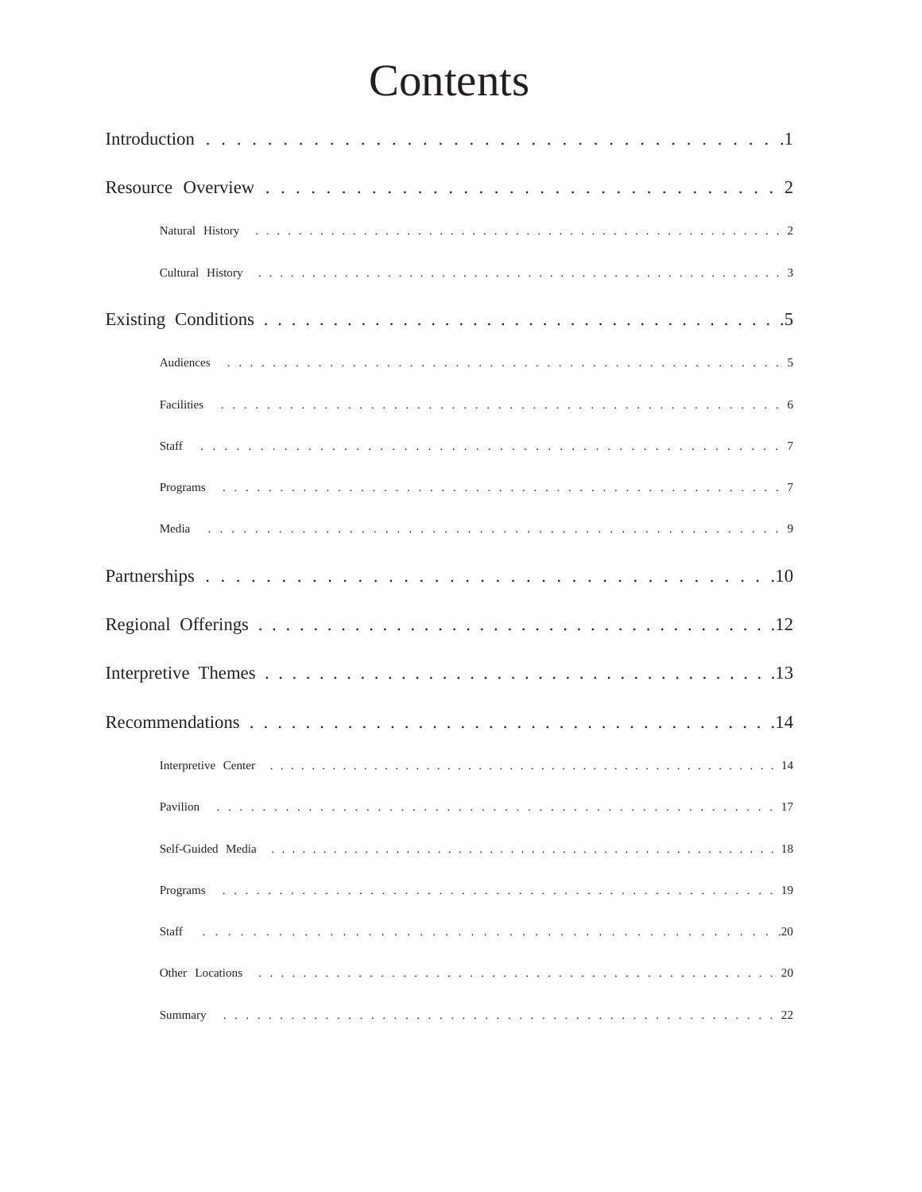# Contents

Introduction . . . . . 1

Resource Overview . . . . . 2

- Natural History . . . . . 2
- Cultural History . . . . . 3

Existing Conditions . . . . . 5

- Audiences . . . . . 5
- Facilities . . . . . 6
- Staff . . . . . 7
- Programs . . . . . 7
- Media . . . . . 9

Partnerships . . . . . 10

Regional Offerings . . . . . 12

Interpretive Themes . . . . . 13

Recommendations . . . . . 14

- Interpretive Center . . . . . 14
- Pavilion . . . . . 17
- Self-Guided Media . . . . . 18
- Programs . . . . . 19
- Staff . . . . . 20
- Other Locations . . . . . 20
- Summary . . . . . 22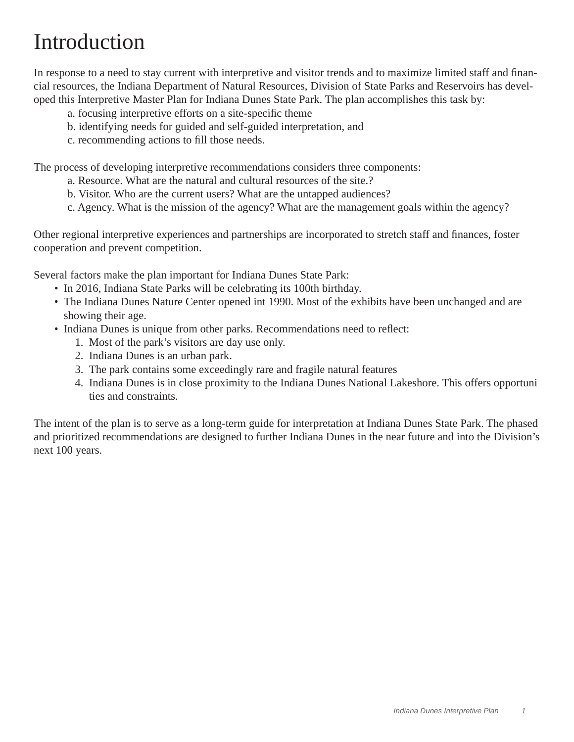# Introduction

In response to a need to stay current with interpretive and visitor trends and to maximize limited staff and financial resources, the Indiana Department of Natural Resources, Division of State Parks and Reservoirs has developed this Interpretive Master Plan for Indiana Dunes State Park. The plan accomplishes this task by:

a. focusing interpretive efforts on a site-specific theme
b. identifying needs for guided and self-guided interpretation, and
c. recommending actions to fill those needs.

The process of developing interpretive recommendations considers three components:

a. Resource. What are the natural and cultural resources of the site.?
b. Visitor. Who are the current users? What are the untapped audiences?
c. Agency. What is the mission of the agency? What are the management goals within the agency?

Other regional interpretive experiences and partnerships are incorporated to stretch staff and finances, foster cooperation and prevent competition.

Several factors make the plan important for Indiana Dunes State Park:

- In 2016, Indiana State Parks will be celebrating its 100th birthday.
- The Indiana Dunes Nature Center opened int 1990. Most of the exhibits have been unchanged and are showing their age.
- Indiana Dunes is unique from other parks. Recommendations need to reflect:
    1. Most of the park's visitors are day use only.
    2. Indiana Dunes is an urban park.
    3. The park contains some exceedingly rare and fragile natural features
    4. Indiana Dunes is in close proximity to the Indiana Dunes National Lakeshore. This offers opportunities and constraints.

The intent of the plan is to serve as a long-term guide for interpretation at Indiana Dunes State Park. The phased and prioritized recommendations are designed to further Indiana Dunes in the near future and into the Division's next 100 years.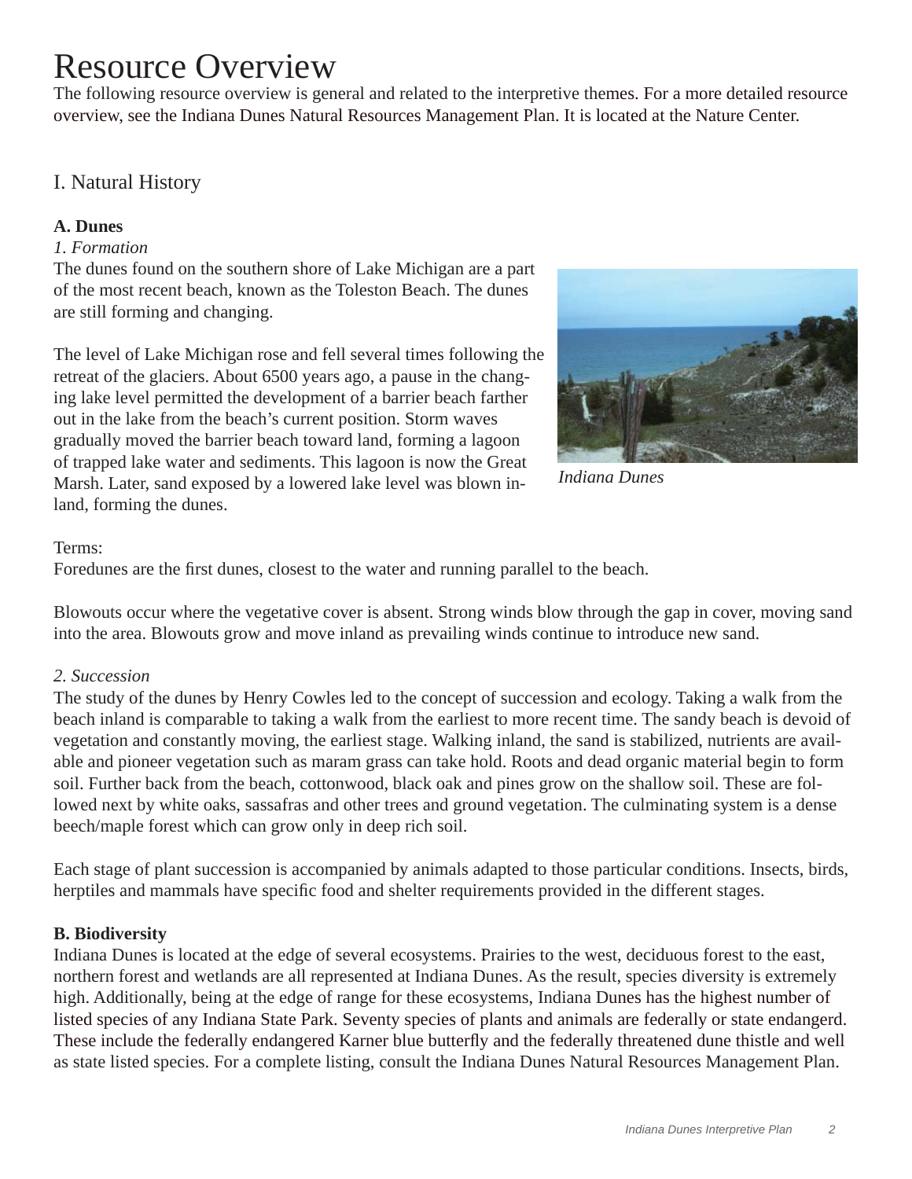# Resource Overview

The following resource overview is general and related to the interpretive themes. For a more detailed resource overview, see the Indiana Dunes Natural Resources Management Plan. It is located at the Nature Center.

## I. Natural History

### A. Dunes

*1. Formation*

The dunes found on the southern shore of Lake Michigan are a part of the most recent beach, known as the Toleston Beach. The dunes are still forming and changing.

The level of Lake Michigan rose and fell several times following the retreat of the glaciers. About 6500 years ago, a pause in the changing lake level permitted the development of a barrier beach farther out in the lake from the beach's current position. Storm waves gradually moved the barrier beach toward land, forming a lagoon of trapped lake water and sediments. This lagoon is now the Great Marsh. Later, sand exposed by a lowered lake level was blown inland, forming the dunes.

*Indiana Dunes*

Terms:

Foredunes are the first dunes, closest to the water and running parallel to the beach.

Blowouts occur where the vegetative cover is absent. Strong winds blow through the gap in cover, moving sand into the area. Blowouts grow and move inland as prevailing winds continue to introduce new sand.

*2. Succession*

The study of the dunes by Henry Cowles led to the concept of succession and ecology. Taking a walk from the beach inland is comparable to taking a walk from the earliest to more recent time. The sandy beach is devoid of vegetation and constantly moving, the earliest stage. Walking inland, the sand is stabilized, nutrients are available and pioneer vegetation such as maram grass can take hold. Roots and dead organic material begin to form soil. Further back from the beach, cottonwood, black oak and pines grow on the shallow soil. These are followed next by white oaks, sassafras and other trees and ground vegetation. The culminating system is a dense beech/maple forest which can grow only in deep rich soil.

Each stage of plant succession is accompanied by animals adapted to those particular conditions. Insects, birds, herptiles and mammals have specific food and shelter requirements provided in the different stages.

### B. Biodiversity

Indiana Dunes is located at the edge of several ecosystems. Prairies to the west, deciduous forest to the east, northern forest and wetlands are all represented at Indiana Dunes. As the result, species diversity is extremely high. Additionally, being at the edge of range for these ecosystems, Indiana Dunes has the highest number of listed species of any Indiana State Park. Seventy species of plants and animals are federally or state endangerd. These include the federally endangered Karner blue butterfly and the federally threatened dune thistle and well as state listed species. For a complete listing, consult the Indiana Dunes Natural Resources Management Plan.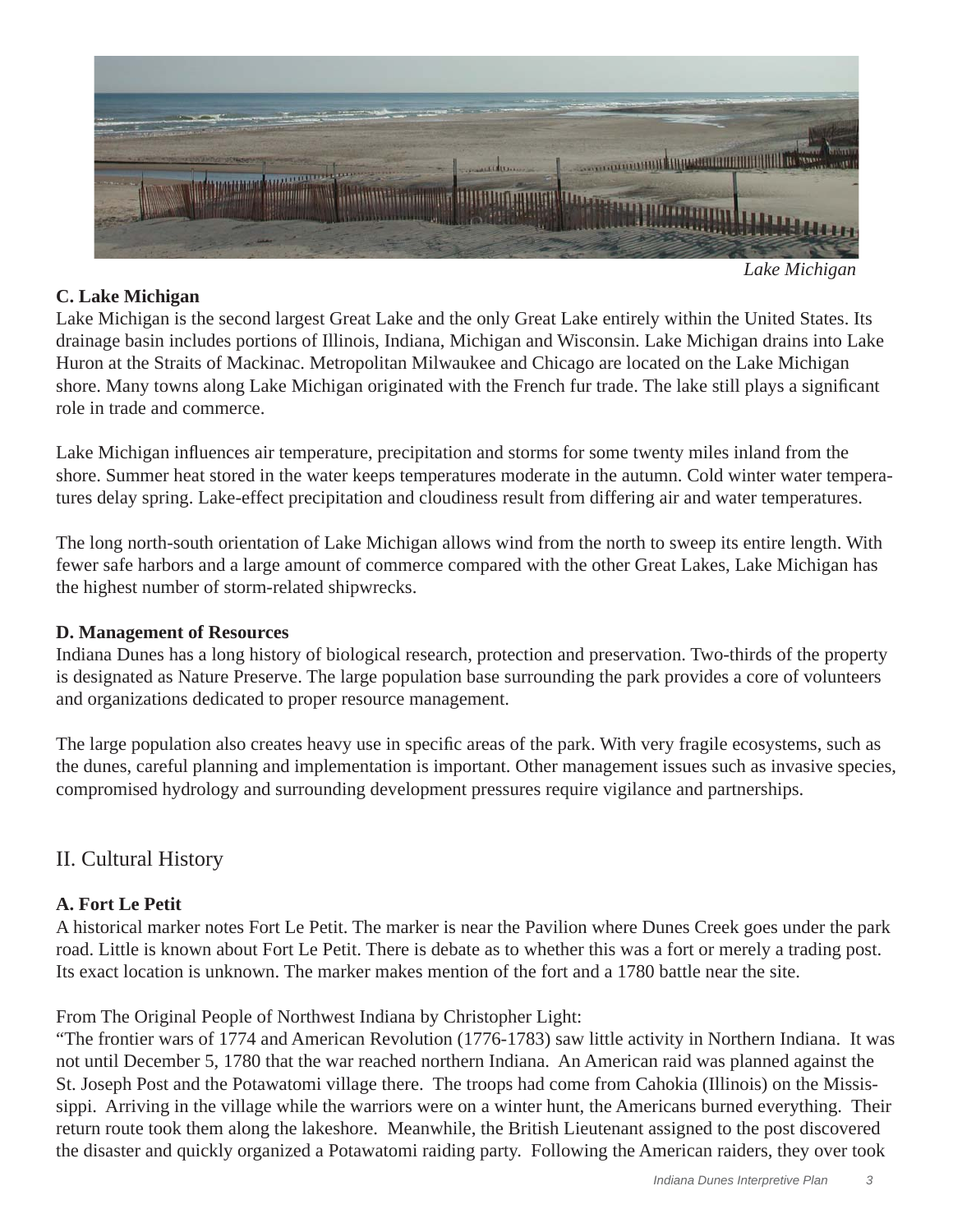*Lake Michigan*

**C. Lake Michigan**

Lake Michigan is the second largest Great Lake and the only Great Lake entirely within the United States. Its drainage basin includes portions of Illinois, Indiana, Michigan and Wisconsin. Lake Michigan drains into Lake Huron at the Straits of Mackinac. Metropolitan Milwaukee and Chicago are located on the Lake Michigan shore. Many towns along Lake Michigan originated with the French fur trade. The lake still plays a significant role in trade and commerce.

Lake Michigan influences air temperature, precipitation and storms for some twenty miles inland from the shore. Summer heat stored in the water keeps temperatures moderate in the autumn. Cold winter water temperatures delay spring. Lake-effect precipitation and cloudiness result from differing air and water temperatures.

The long north-south orientation of Lake Michigan allows wind from the north to sweep its entire length. With fewer safe harbors and a large amount of commerce compared with the other Great Lakes, Lake Michigan has the highest number of storm-related shipwrecks.

**D. Management of Resources**

Indiana Dunes has a long history of biological research, protection and preservation. Two-thirds of the property is designated as Nature Preserve. The large population base surrounding the park provides a core of volunteers and organizations dedicated to proper resource management.

The large population also creates heavy use in specific areas of the park. With very fragile ecosystems, such as the dunes, careful planning and implementation is important. Other management issues such as invasive species, compromised hydrology and surrounding development pressures require vigilance and partnerships.

## II. Cultural History

**A. Fort Le Petit**

A historical marker notes Fort Le Petit. The marker is near the Pavilion where Dunes Creek goes under the park road. Little is known about Fort Le Petit. There is debate as to whether this was a fort or merely a trading post. Its exact location is unknown. The marker makes mention of the fort and a 1780 battle near the site.

From The Original People of Northwest Indiana by Christopher Light:

"The frontier wars of 1774 and American Revolution (1776-1783) saw little activity in Northern Indiana. It was not until December 5, 1780 that the war reached northern Indiana. An American raid was planned against the St. Joseph Post and the Potawatomi village there. The troops had come from Cahokia (Illinois) on the Mississippi. Arriving in the village while the warriors were on a winter hunt, the Americans burned everything. Their return route took them along the lakeshore. Meanwhile, the British Lieutenant assigned to the post discovered the disaster and quickly organized a Potawatomi raiding party. Following the American raiders, they over took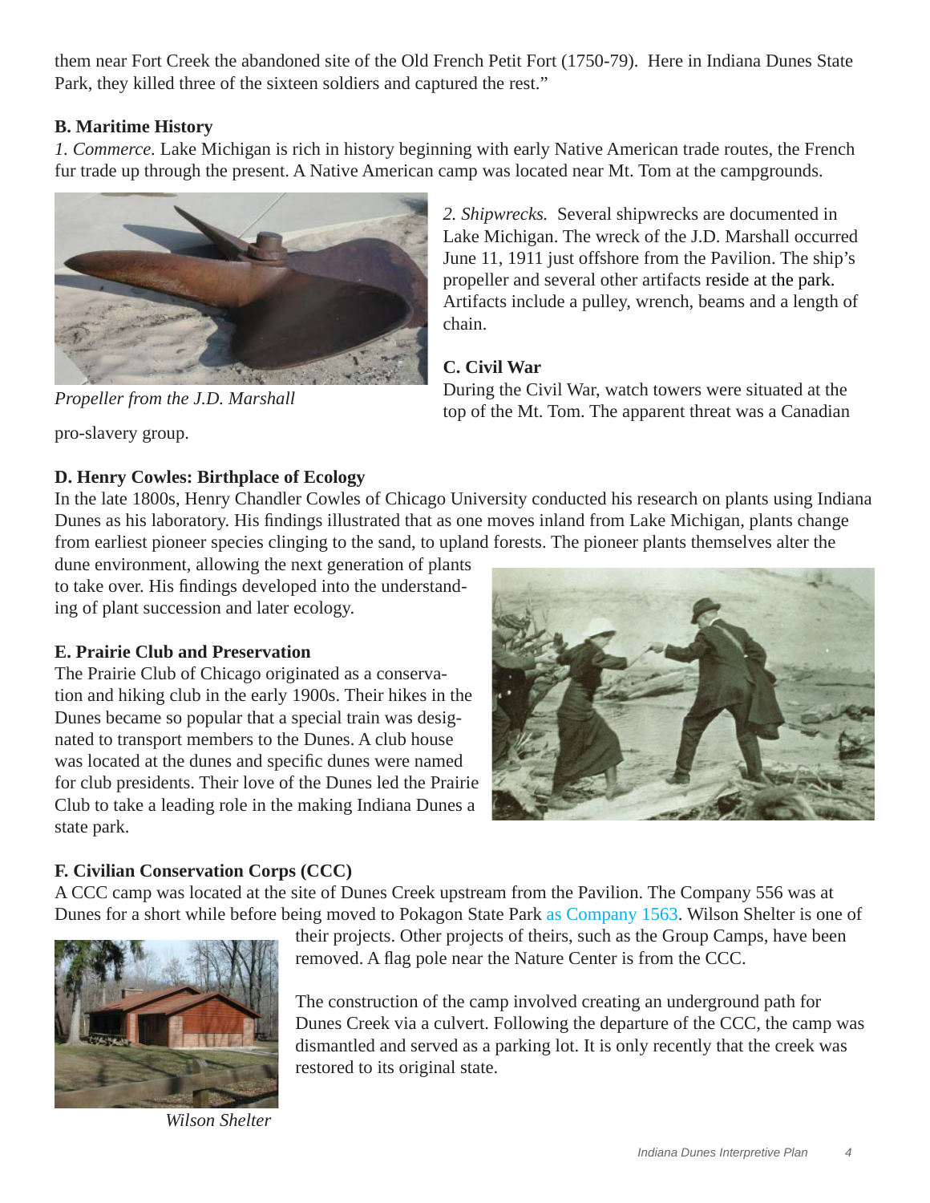them near Fort Creek the abandoned site of the Old French Petit Fort (1750-79). Here in Indiana Dunes State Park, they killed three of the sixteen soldiers and captured the rest."

### B. Maritime History

*1. Commerce.* Lake Michigan is rich in history beginning with early Native American trade routes, the French fur trade up through the present. A Native American camp was located near Mt. Tom at the campgrounds.

*2. Shipwrecks.* Several shipwrecks are documented in Lake Michigan. The wreck of the J.D. Marshall occurred June 11, 1911 just offshore from the Pavilion. The ship's propeller and several other artifacts reside at the park. Artifacts include a pulley, wrench, beams and a length of chain.

*Propeller from the J.D. Marshall*

### C. Civil War

During the Civil War, watch towers were situated at the top of the Mt. Tom. The apparent threat was a Canadian pro-slavery group.

### D. Henry Cowles: Birthplace of Ecology

In the late 1800s, Henry Chandler Cowles of Chicago University conducted his research on plants using Indiana Dunes as his laboratory. His findings illustrated that as one moves inland from Lake Michigan, plants change from earliest pioneer species clinging to the sand, to upland forests. The pioneer plants themselves alter the dune environment, allowing the next generation of plants to take over. His findings developed into the understanding of plant succession and later ecology.

### E. Prairie Club and Preservation

The Prairie Club of Chicago originated as a conservation and hiking club in the early 1900s. Their hikes in the Dunes became so popular that a special train was designated to transport members to the Dunes. A club house was located at the dunes and specific dunes were named for club presidents. Their love of the Dunes led the Prairie Club to take a leading role in the making Indiana Dunes a state park.

### F. Civilian Conservation Corps (CCC)

A CCC camp was located at the site of Dunes Creek upstream from the Pavilion. The Company 556 was at Dunes for a short while before being moved to Pokagon State Park as Company 1563. Wilson Shelter is one of their projects. Other projects of theirs, such as the Group Camps, have been removed. A flag pole near the Nature Center is from the CCC.

The construction of the camp involved creating an underground path for Dunes Creek via a culvert. Following the departure of the CCC, the camp was dismantled and served as a parking lot. It is only recently that the creek was restored to its original state.

*Wilson Shelter*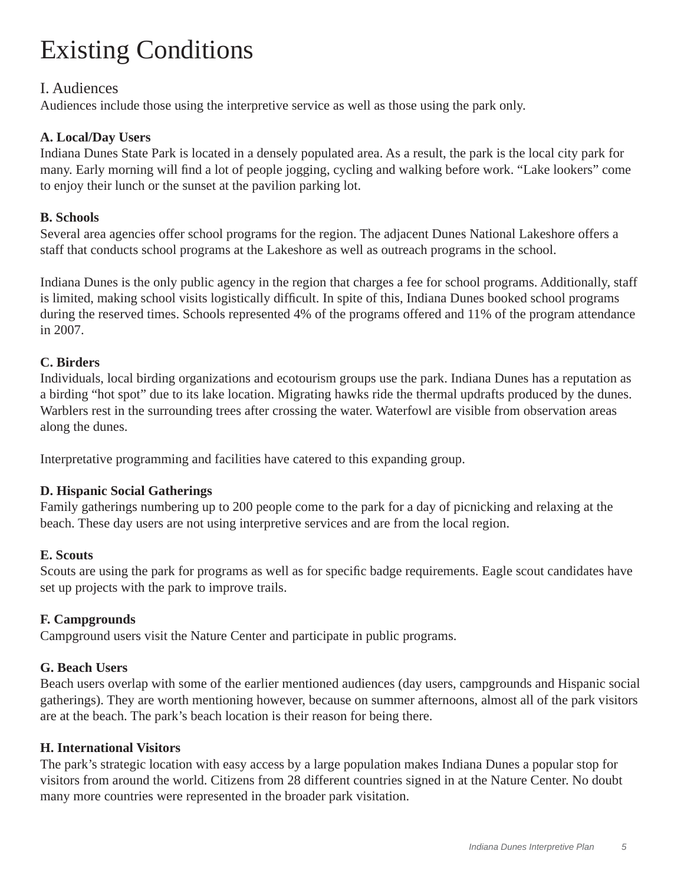# Existing Conditions

## I. Audiences

Audiences include those using the interpretive service as well as those using the park only.

**A. Local/Day Users**

Indiana Dunes State Park is located in a densely populated area. As a result, the park is the local city park for many. Early morning will find a lot of people jogging, cycling and walking before work. "Lake lookers" come to enjoy their lunch or the sunset at the pavilion parking lot.

**B. Schools**

Several area agencies offer school programs for the region. The adjacent Dunes National Lakeshore offers a staff that conducts school programs at the Lakeshore as well as outreach programs in the school.

Indiana Dunes is the only public agency in the region that charges a fee for school programs. Additionally, staff is limited, making school visits logistically difficult. In spite of this, Indiana Dunes booked school programs during the reserved times. Schools represented 4% of the programs offered and 11% of the program attendance in 2007.

**C. Birders**

Individuals, local birding organizations and ecotourism groups use the park. Indiana Dunes has a reputation as a birding "hot spot" due to its lake location. Migrating hawks ride the thermal updrafts produced by the dunes. Warblers rest in the surrounding trees after crossing the water. Waterfowl are visible from observation areas along the dunes.

Interpretative programming and facilities have catered to this expanding group.

**D. Hispanic Social Gatherings**

Family gatherings numbering up to 200 people come to the park for a day of picnicking and relaxing at the beach. These day users are not using interpretive services and are from the local region.

**E. Scouts**

Scouts are using the park for programs as well as for specific badge requirements. Eagle scout candidates have set up projects with the park to improve trails.

**F. Campgrounds**

Campground users visit the Nature Center and participate in public programs.

**G. Beach Users**

Beach users overlap with some of the earlier mentioned audiences (day users, campgrounds and Hispanic social gatherings). They are worth mentioning however, because on summer afternoons, almost all of the park visitors are at the beach. The park's beach location is their reason for being there.

**H. International Visitors**

The park's strategic location with easy access by a large population makes Indiana Dunes a popular stop for visitors from around the world. Citizens from 28 different countries signed in at the Nature Center. No doubt many more countries were represented in the broader park visitation.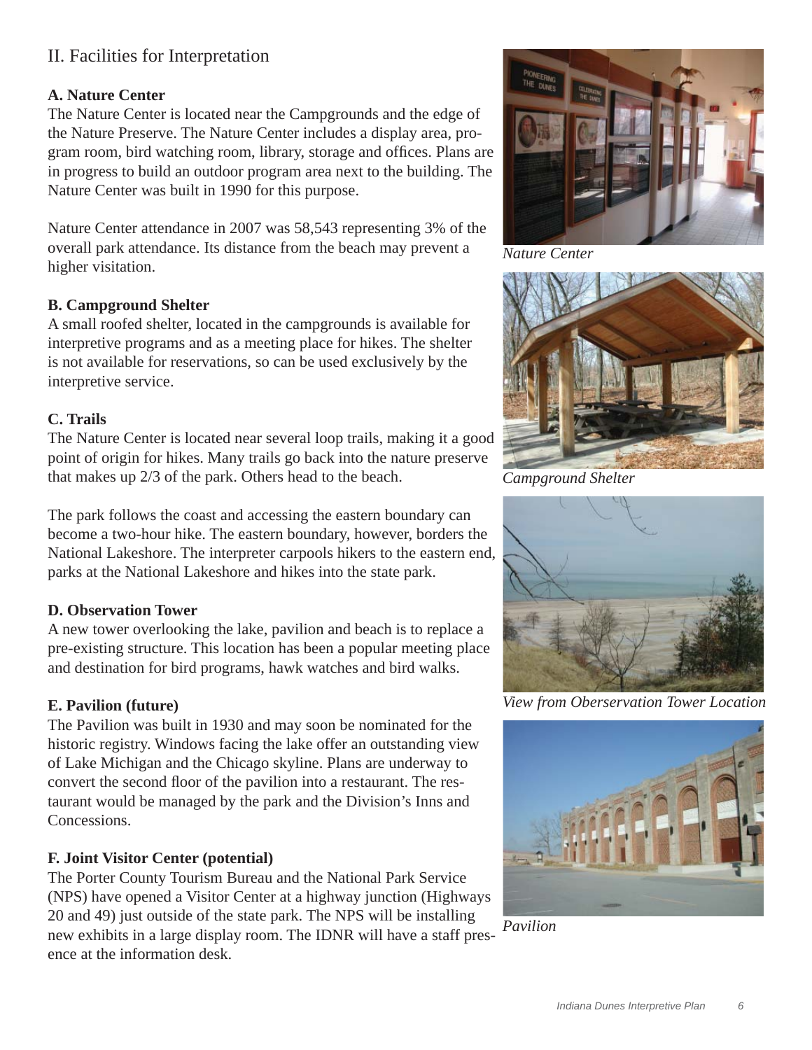## II. Facilities for Interpretation

### A. Nature Center

The Nature Center is located near the Campgrounds and the edge of the Nature Preserve. The Nature Center includes a display area, program room, bird watching room, library, storage and offices. Plans are in progress to build an outdoor program area next to the building. The Nature Center was built in 1990 for this purpose.

Nature Center attendance in 2007 was 58,543 representing 3% of the overall park attendance. Its distance from the beach may prevent a higher visitation.

### B. Campground Shelter

A small roofed shelter, located in the campgrounds is available for interpretive programs and as a meeting place for hikes. The shelter is not available for reservations, so can be used exclusively by the interpretive service.

### C. Trails

The Nature Center is located near several loop trails, making it a good point of origin for hikes. Many trails go back into the nature preserve that makes up 2/3 of the park. Others head to the beach.

The park follows the coast and accessing the eastern boundary can become a two-hour hike. The eastern boundary, however, borders the National Lakeshore. The interpreter carpools hikers to the eastern end, parks at the National Lakeshore and hikes into the state park.

### D. Observation Tower

A new tower overlooking the lake, pavilion and beach is to replace a pre-existing structure. This location has been a popular meeting place and destination for bird programs, hawk watches and bird walks.

### E. Pavilion (future)

The Pavilion was built in 1930 and may soon be nominated for the historic registry. Windows facing the lake offer an outstanding view of Lake Michigan and the Chicago skyline. Plans are underway to convert the second floor of the pavilion into a restaurant. The restaurant would be managed by the park and the Division's Inns and Concessions.

### F. Joint Visitor Center (potential)

The Porter County Tourism Bureau and the National Park Service (NPS) have opened a Visitor Center at a highway junction (Highways 20 and 49) just outside of the state park. The NPS will be installing new exhibits in a large display room. The IDNR will have a staff presence at the information desk.

*Nature Center*

*Campground Shelter*

*View from Oberservation Tower Location*

*Pavilion*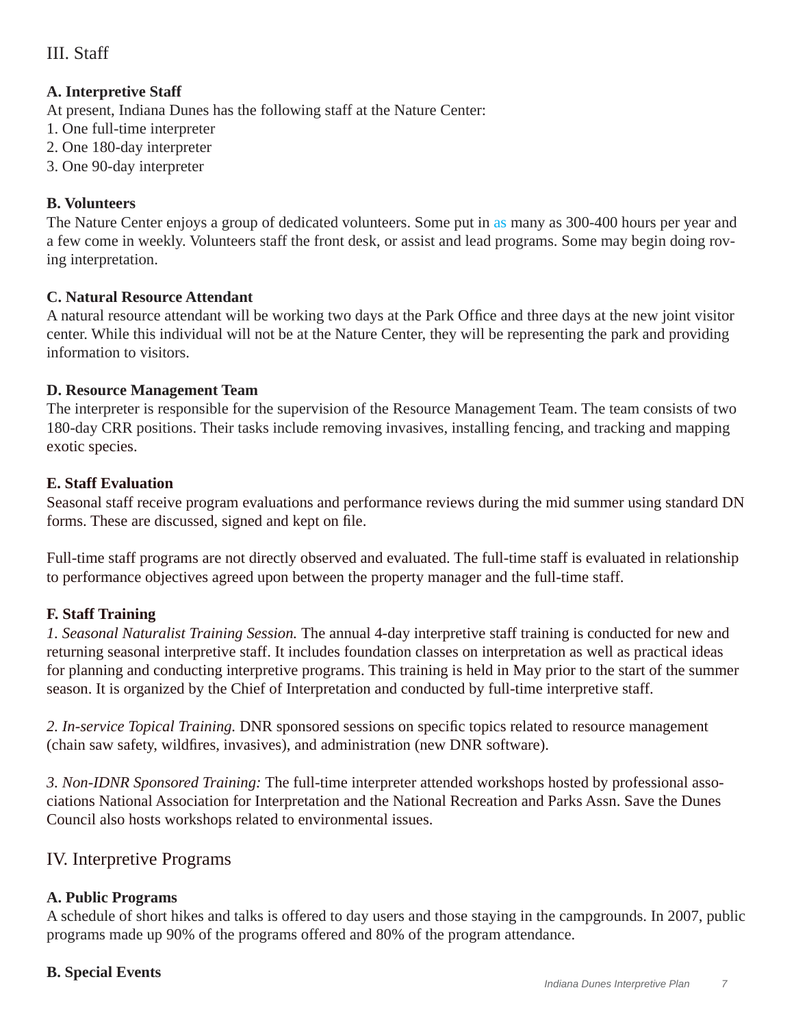## III. Staff

**A. Interpretive Staff**

At present, Indiana Dunes has the following staff at the Nature Center:

1. One full-time interpreter
2. One 180-day interpreter
3. One 90-day interpreter

**B. Volunteers**

The Nature Center enjoys a group of dedicated volunteers. Some put in as many as 300-400 hours per year and a few come in weekly. Volunteers staff the front desk, or assist and lead programs. Some may begin doing roving interpretation.

**C. Natural Resource Attendant**

A natural resource attendant will be working two days at the Park Office and three days at the new joint visitor center. While this individual will not be at the Nature Center, they will be representing the park and providing information to visitors.

**D. Resource Management Team**

The interpreter is responsible for the supervision of the Resource Management Team. The team consists of two 180-day CRR positions. Their tasks include removing invasives, installing fencing, and tracking and mapping exotic species.

**E. Staff Evaluation**

Seasonal staff receive program evaluations and performance reviews during the mid summer using standard DN forms. These are discussed, signed and kept on file.

Full-time staff programs are not directly observed and evaluated. The full-time staff is evaluated in relationship to performance objectives agreed upon between the property manager and the full-time staff.

**F. Staff Training**

*1. Seasonal Naturalist Training Session.* The annual 4-day interpretive staff training is conducted for new and returning seasonal interpretive staff. It includes foundation classes on interpretation as well as practical ideas for planning and conducting interpretive programs. This training is held in May prior to the start of the summer season. It is organized by the Chief of Interpretation and conducted by full-time interpretive staff.

*2. In-service Topical Training.* DNR sponsored sessions on specific topics related to resource management (chain saw safety, wildfires, invasives), and administration (new DNR software).

*3. Non-IDNR Sponsored Training:* The full-time interpreter attended workshops hosted by professional associations National Association for Interpretation and the National Recreation and Parks Assn. Save the Dunes Council also hosts workshops related to environmental issues.

## IV. Interpretive Programs

**A. Public Programs**

A schedule of short hikes and talks is offered to day users and those staying in the campgrounds. In 2007, public programs made up 90% of the programs offered and 80% of the program attendance.

**B. Special Events**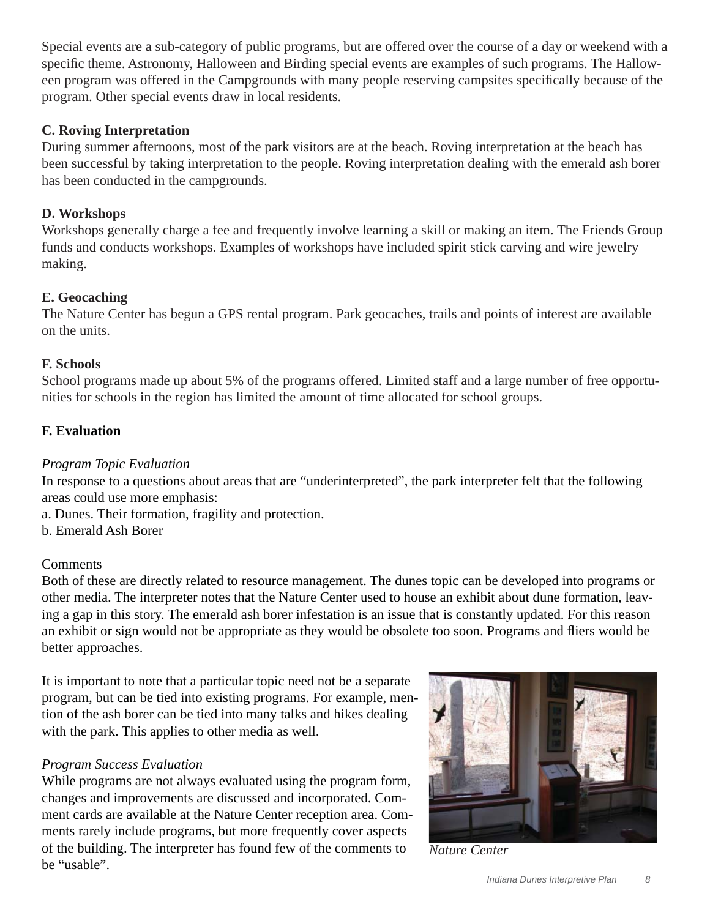Special events are a sub-category of public programs, but are offered over the course of a day or weekend with a specific theme. Astronomy, Halloween and Birding special events are examples of such programs. The Halloween program was offered in the Campgrounds with many people reserving campsites specifically because of the program. Other special events draw in local residents.

**C. Roving Interpretation**

During summer afternoons, most of the park visitors are at the beach. Roving interpretation at the beach has been successful by taking interpretation to the people. Roving interpretation dealing with the emerald ash borer has been conducted in the campgrounds.

**D. Workshops**

Workshops generally charge a fee and frequently involve learning a skill or making an item. The Friends Group funds and conducts workshops. Examples of workshops have included spirit stick carving and wire jewelry making.

**E. Geocaching**

The Nature Center has begun a GPS rental program. Park geocaches, trails and points of interest are available on the units.

**F. Schools**

School programs made up about 5% of the programs offered. Limited staff and a large number of free opportunities for schools in the region has limited the amount of time allocated for school groups.

**F. Evaluation**

*Program Topic Evaluation*

In response to a questions about areas that are "underinterpreted", the park interpreter felt that the following areas could use more emphasis:

a. Dunes. Their formation, fragility and protection.
b. Emerald Ash Borer

Comments

Both of these are directly related to resource management. The dunes topic can be developed into programs or other media. The interpreter notes that the Nature Center used to house an exhibit about dune formation, leaving a gap in this story. The emerald ash borer infestation is an issue that is constantly updated. For this reason an exhibit or sign would not be appropriate as they would be obsolete too soon. Programs and fliers would be better approaches.

It is important to note that a particular topic need not be a separate program, but can be tied into existing programs. For example, mention of the ash borer can be tied into many talks and hikes dealing with the park. This applies to other media as well.

*Program Success Evaluation*

While programs are not always evaluated using the program form, changes and improvements are discussed and incorporated. Comment cards are available at the Nature Center reception area. Comments rarely include programs, but more frequently cover aspects of the building. The interpreter has found few of the comments to be "usable".

*Nature Center*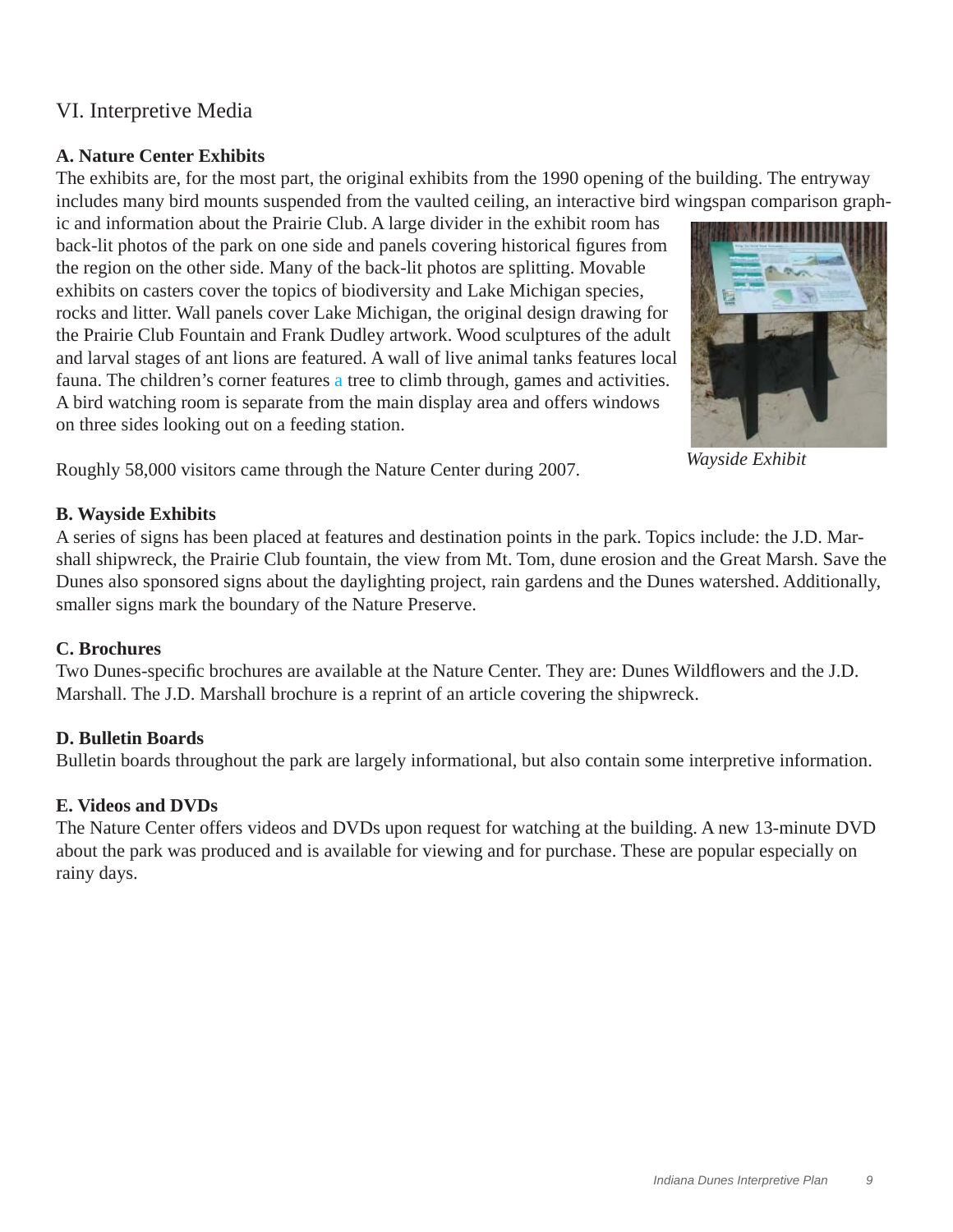## VI. Interpretive Media

**A. Nature Center Exhibits**

The exhibits are, for the most part, the original exhibits from the 1990 opening of the building. The entryway includes many bird mounts suspended from the vaulted ceiling, an interactive bird wingspan comparison graphic and information about the Prairie Club. A large divider in the exhibit room has back-lit photos of the park on one side and panels covering historical figures from the region on the other side. Many of the back-lit photos are splitting. Movable exhibits on casters cover the topics of biodiversity and Lake Michigan species, rocks and litter. Wall panels cover Lake Michigan, the original design drawing for the Prairie Club Fountain and Frank Dudley artwork. Wood sculptures of the adult and larval stages of ant lions are featured. A wall of live animal tanks features local fauna. The children's corner features a tree to climb through, games and activities. A bird watching room is separate from the main display area and offers windows on three sides looking out on a feeding station.

*Wayside Exhibit*

Roughly 58,000 visitors came through the Nature Center during 2007.

**B. Wayside Exhibits**

A series of signs has been placed at features and destination points in the park. Topics include: the J.D. Marshall shipwreck, the Prairie Club fountain, the view from Mt. Tom, dune erosion and the Great Marsh. Save the Dunes also sponsored signs about the daylighting project, rain gardens and the Dunes watershed. Additionally, smaller signs mark the boundary of the Nature Preserve.

**C. Brochures**

Two Dunes-specific brochures are available at the Nature Center. They are: Dunes Wildflowers and the J.D. Marshall. The J.D. Marshall brochure is a reprint of an article covering the shipwreck.

**D. Bulletin Boards**

Bulletin boards throughout the park are largely informational, but also contain some interpretive information.

**E. Videos and DVDs**

The Nature Center offers videos and DVDs upon request for watching at the building. A new 13-minute DVD about the park was produced and is available for viewing and for purchase. These are popular especially on rainy days.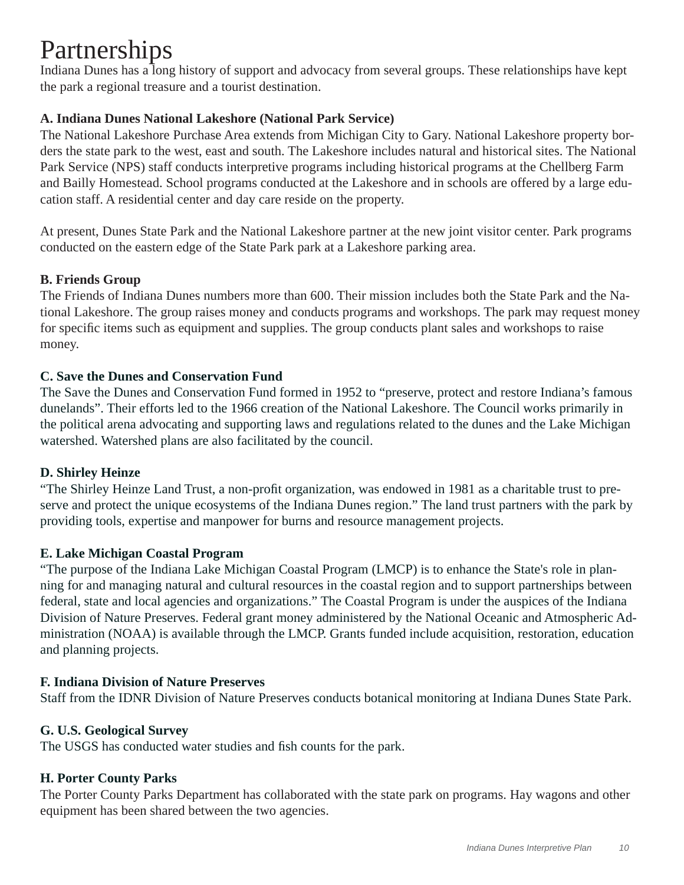# Partnerships

Indiana Dunes has a long history of support and advocacy from several groups. These relationships have kept the park a regional treasure and a tourist destination.

**A. Indiana Dunes National Lakeshore (National Park Service)**

The National Lakeshore Purchase Area extends from Michigan City to Gary. National Lakeshore property borders the state park to the west, east and south. The Lakeshore includes natural and historical sites. The National Park Service (NPS) staff conducts interpretive programs including historical programs at the Chellberg Farm and Bailly Homestead. School programs conducted at the Lakeshore and in schools are offered by a large education staff. A residential center and day care reside on the property.

At present, Dunes State Park and the National Lakeshore partner at the new joint visitor center. Park programs conducted on the eastern edge of the State Park park at a Lakeshore parking area.

**B. Friends Group**

The Friends of Indiana Dunes numbers more than 600. Their mission includes both the State Park and the National Lakeshore. The group raises money and conducts programs and workshops. The park may request money for specific items such as equipment and supplies. The group conducts plant sales and workshops to raise money.

**C. Save the Dunes and Conservation Fund**

The Save the Dunes and Conservation Fund formed in 1952 to "preserve, protect and restore Indiana's famous dunelands". Their efforts led to the 1966 creation of the National Lakeshore. The Council works primarily in the political arena advocating and supporting laws and regulations related to the dunes and the Lake Michigan watershed. Watershed plans are also facilitated by the council.

**D. Shirley Heinze**

"The Shirley Heinze Land Trust, a non-profit organization, was endowed in 1981 as a charitable trust to preserve and protect the unique ecosystems of the Indiana Dunes region." The land trust partners with the park by providing tools, expertise and manpower for burns and resource management projects.

**E. Lake Michigan Coastal Program**

"The purpose of the Indiana Lake Michigan Coastal Program (LMCP) is to enhance the State's role in planning for and managing natural and cultural resources in the coastal region and to support partnerships between federal, state and local agencies and organizations." The Coastal Program is under the auspices of the Indiana Division of Nature Preserves. Federal grant money administered by the National Oceanic and Atmospheric Administration (NOAA) is available through the LMCP. Grants funded include acquisition, restoration, education and planning projects.

**F. Indiana Division of Nature Preserves**

Staff from the IDNR Division of Nature Preserves conducts botanical monitoring at Indiana Dunes State Park.

**G. U.S. Geological Survey**

The USGS has conducted water studies and fish counts for the park.

**H. Porter County Parks**

The Porter County Parks Department has collaborated with the state park on programs. Hay wagons and other equipment has been shared between the two agencies.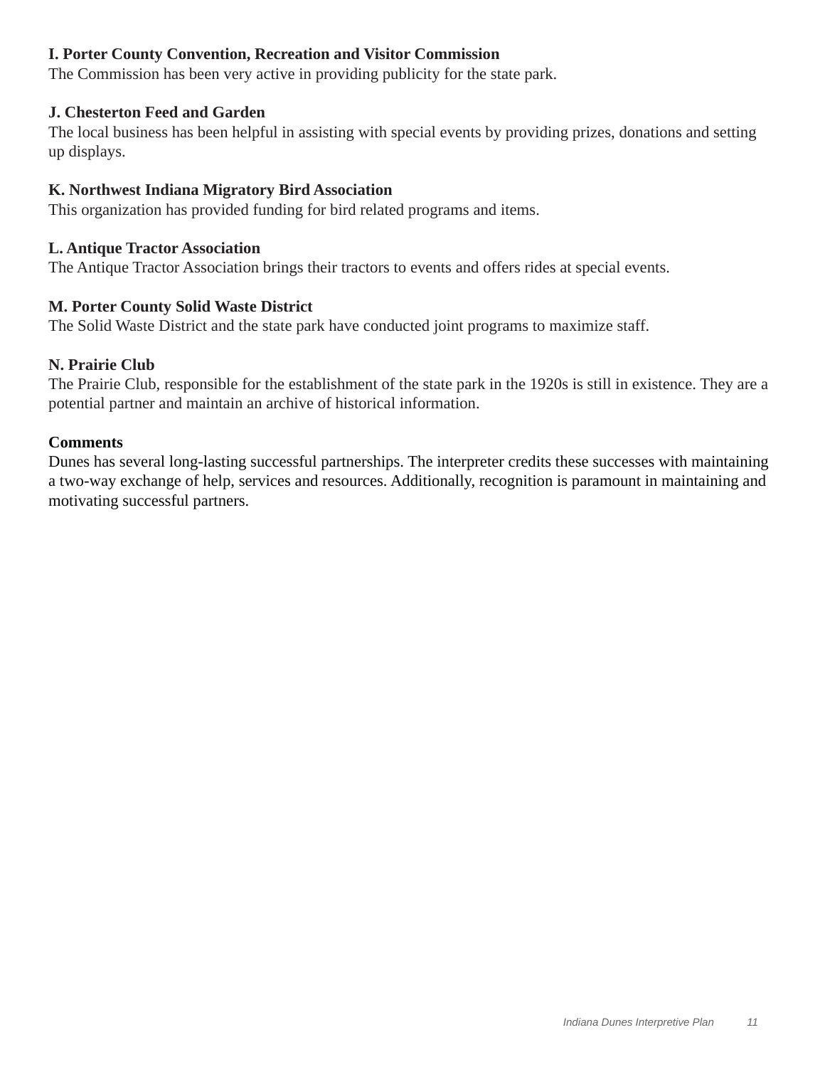**I. Porter County Convention, Recreation and Visitor Commission**
The Commission has been very active in providing publicity for the state park.

**J. Chesterton Feed and Garden**
The local business has been helpful in assisting with special events by providing prizes, donations and setting up displays.

**K. Northwest Indiana Migratory Bird Association**
This organization has provided funding for bird related programs and items.

**L. Antique Tractor Association**
The Antique Tractor Association brings their tractors to events and offers rides at special events.

**M. Porter County Solid Waste District**
The Solid Waste District and the state park have conducted joint programs to maximize staff.

**N. Prairie Club**
The Prairie Club, responsible for the establishment of the state park in the 1920s is still in existence. They are a potential partner and maintain an archive of historical information.

**Comments**
Dunes has several long-lasting successful partnerships. The interpreter credits these successes with maintaining a two-way exchange of help, services and resources. Additionally, recognition is paramount in maintaining and motivating successful partners.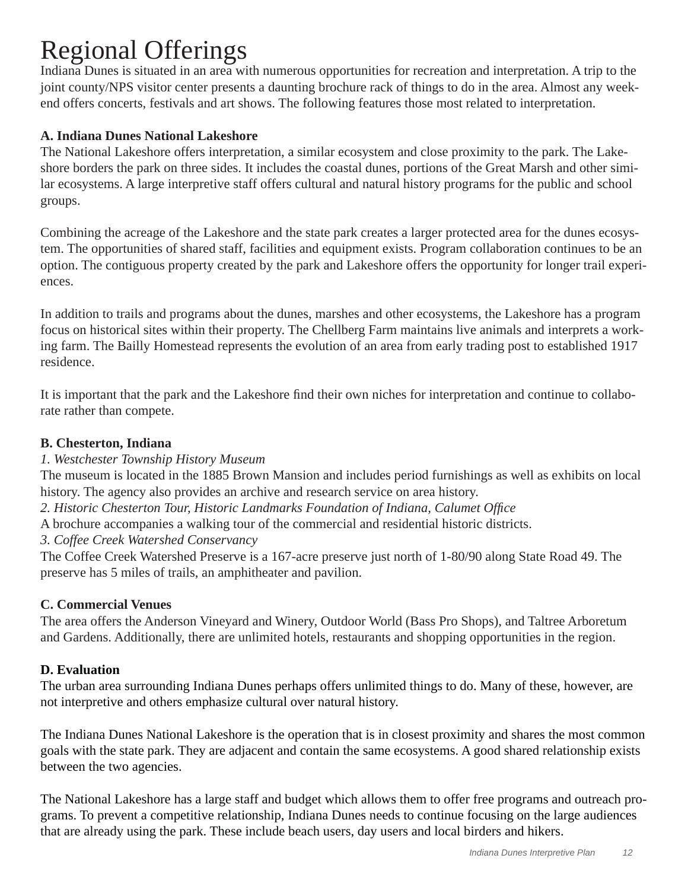# Regional Offerings

Indiana Dunes is situated in an area with numerous opportunities for recreation and interpretation. A trip to the joint county/NPS visitor center presents a daunting brochure rack of things to do in the area. Almost any weekend offers concerts, festivals and art shows. The following features those most related to interpretation.

**A. Indiana Dunes National Lakeshore**

The National Lakeshore offers interpretation, a similar ecosystem and close proximity to the park. The Lakeshore borders the park on three sides. It includes the coastal dunes, portions of the Great Marsh and other similar ecosystems. A large interpretive staff offers cultural and natural history programs for the public and school groups.

Combining the acreage of the Lakeshore and the state park creates a larger protected area for the dunes ecosystem. The opportunities of shared staff, facilities and equipment exists. Program collaboration continues to be an option. The contiguous property created by the park and Lakeshore offers the opportunity for longer trail experiences.

In addition to trails and programs about the dunes, marshes and other ecosystems, the Lakeshore has a program focus on historical sites within their property. The Chellberg Farm maintains live animals and interprets a working farm. The Bailly Homestead represents the evolution of an area from early trading post to established 1917 residence.

It is important that the park and the Lakeshore find their own niches for interpretation and continue to collaborate rather than compete.

**B. Chesterton, Indiana**

*1. Westchester Township History Museum*

The museum is located in the 1885 Brown Mansion and includes period furnishings as well as exhibits on local history. The agency also provides an archive and research service on area history.

*2. Historic Chesterton Tour, Historic Landmarks Foundation of Indiana, Calumet Office*

A brochure accompanies a walking tour of the commercial and residential historic districts.

*3. Coffee Creek Watershed Conservancy*

The Coffee Creek Watershed Preserve is a 167-acre preserve just north of 1-80/90 along State Road 49. The preserve has 5 miles of trails, an amphitheater and pavilion.

**C. Commercial Venues**

The area offers the Anderson Vineyard and Winery, Outdoor World (Bass Pro Shops), and Taltree Arboretum and Gardens. Additionally, there are unlimited hotels, restaurants and shopping opportunities in the region.

**D. Evaluation**

The urban area surrounding Indiana Dunes perhaps offers unlimited things to do. Many of these, however, are not interpretive and others emphasize cultural over natural history.

The Indiana Dunes National Lakeshore is the operation that is in closest proximity and shares the most common goals with the state park. They are adjacent and contain the same ecosystems. A good shared relationship exists between the two agencies.

The National Lakeshore has a large staff and budget which allows them to offer free programs and outreach programs. To prevent a competitive relationship, Indiana Dunes needs to continue focusing on the large audiences that are already using the park. These include beach users, day users and local birders and hikers.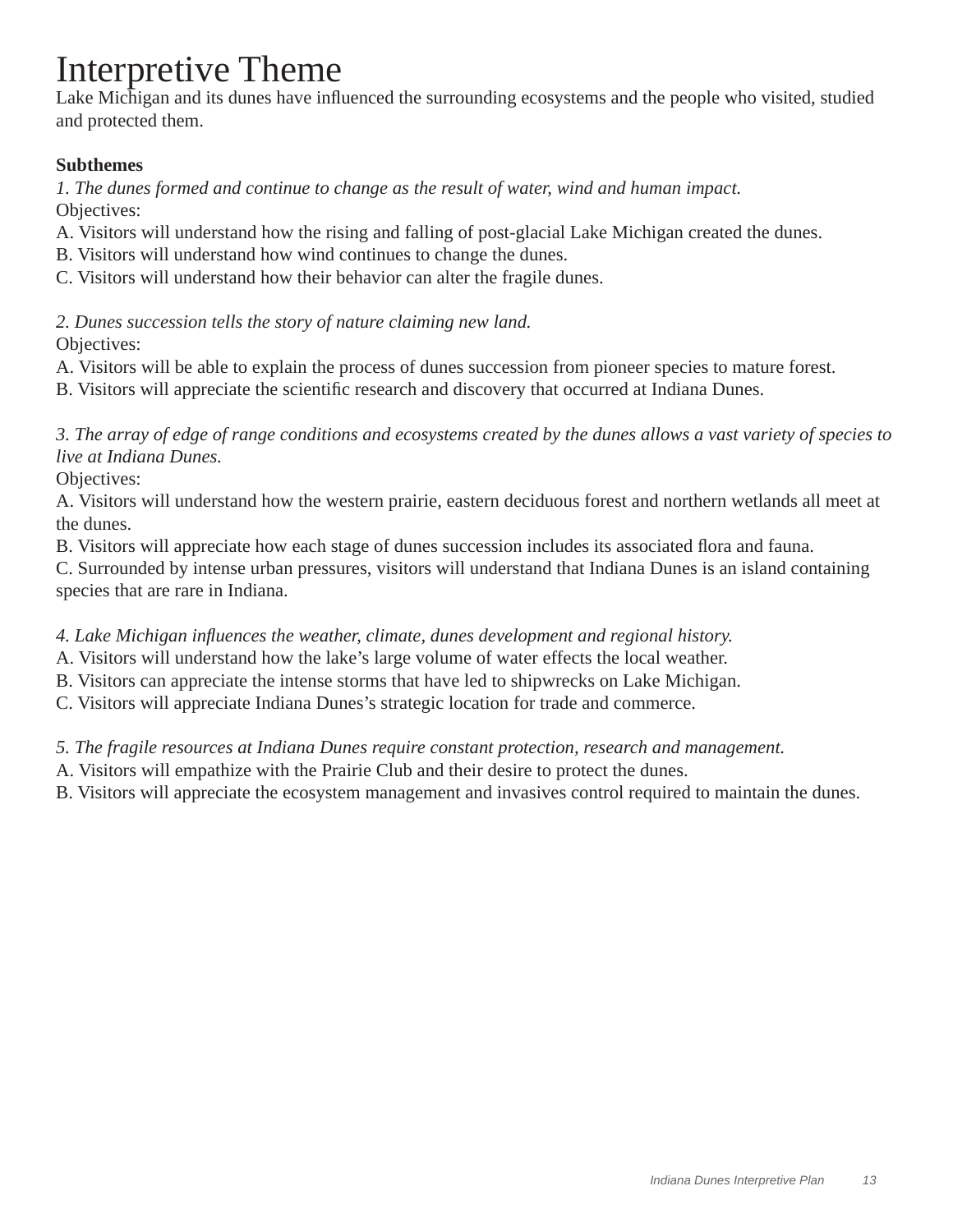# Interpretive Theme

Lake Michigan and its dunes have influenced the surrounding ecosystems and the people who visited, studied and protected them.

**Subthemes**

*1. The dunes formed and continue to change as the result of water, wind and human impact.*

Objectives:

A. Visitors will understand how the rising and falling of post-glacial Lake Michigan created the dunes.

B. Visitors will understand how wind continues to change the dunes.

C. Visitors will understand how their behavior can alter the fragile dunes.

*2. Dunes succession tells the story of nature claiming new land.*

Objectives:

A. Visitors will be able to explain the process of dunes succession from pioneer species to mature forest.

B. Visitors will appreciate the scientific research and discovery that occurred at Indiana Dunes.

*3. The array of edge of range conditions and ecosystems created by the dunes allows a vast variety of species to live at Indiana Dunes.*

Objectives:

A. Visitors will understand how the western prairie, eastern deciduous forest and northern wetlands all meet at the dunes.

B. Visitors will appreciate how each stage of dunes succession includes its associated flora and fauna.

C. Surrounded by intense urban pressures, visitors will understand that Indiana Dunes is an island containing species that are rare in Indiana.

*4. Lake Michigan influences the weather, climate, dunes development and regional history.*

A. Visitors will understand how the lake's large volume of water effects the local weather.

B. Visitors can appreciate the intense storms that have led to shipwrecks on Lake Michigan.

C. Visitors will appreciate Indiana Dunes's strategic location for trade and commerce.

*5. The fragile resources at Indiana Dunes require constant protection, research and management.*

A. Visitors will empathize with the Prairie Club and their desire to protect the dunes.

B. Visitors will appreciate the ecosystem management and invasives control required to maintain the dunes.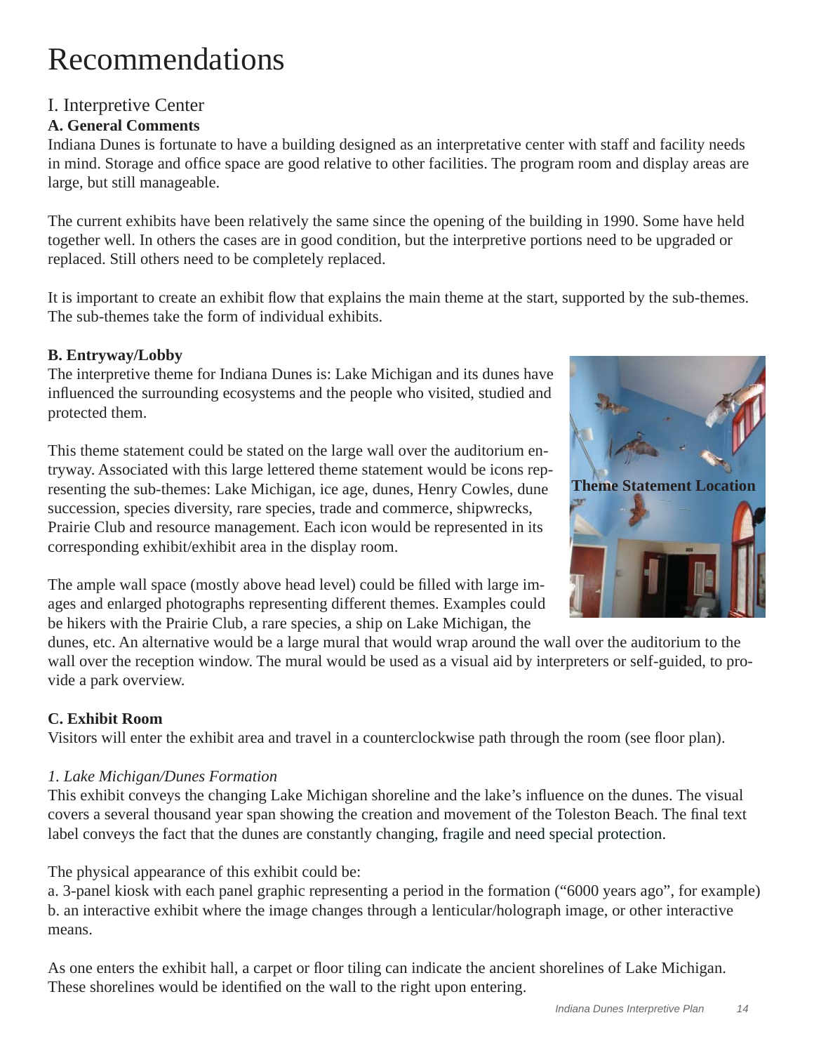# Recommendations

## I. Interpretive Center

### A. General Comments

Indiana Dunes is fortunate to have a building designed as an interpretative center with staff and facility needs in mind. Storage and office space are good relative to other facilities. The program room and display areas are large, but still manageable.

The current exhibits have been relatively the same since the opening of the building in 1990. Some have held together well. In others the cases are in good condition, but the interpretive portions need to be upgraded or replaced. Still others need to be completely replaced.

It is important to create an exhibit flow that explains the main theme at the start, supported by the sub-themes. The sub-themes take the form of individual exhibits.

### B. Entryway/Lobby

The interpretive theme for Indiana Dunes is: Lake Michigan and its dunes have influenced the surrounding ecosystems and the people who visited, studied and protected them.

This theme statement could be stated on the large wall over the auditorium entryway. Associated with this large lettered theme statement would be icons representing the sub-themes: Lake Michigan, ice age, dunes, Henry Cowles, dune succession, species diversity, rare species, trade and commerce, shipwrecks, Prairie Club and resource management. Each icon would be represented in its corresponding exhibit/exhibit area in the display room.

**Theme Statement Location**

The ample wall space (mostly above head level) could be filled with large images and enlarged photographs representing different themes. Examples could be hikers with the Prairie Club, a rare species, a ship on Lake Michigan, the dunes, etc. An alternative would be a large mural that would wrap around the wall over the auditorium to the wall over the reception window. The mural would be used as a visual aid by interpreters or self-guided, to provide a park overview.

### C. Exhibit Room

Visitors will enter the exhibit area and travel in a counterclockwise path through the room (see floor plan).

*1. Lake Michigan/Dunes Formation*

This exhibit conveys the changing Lake Michigan shoreline and the lake's influence on the dunes. The visual covers a several thousand year span showing the creation and movement of the Toleston Beach. The final text label conveys the fact that the dunes are constantly changing, fragile and need special protection.

The physical appearance of this exhibit could be:

a. 3-panel kiosk with each panel graphic representing a period in the formation ("6000 years ago", for example)
b. an interactive exhibit where the image changes through a lenticular/holograph image, or other interactive means.

As one enters the exhibit hall, a carpet or floor tiling can indicate the ancient shorelines of Lake Michigan. These shorelines would be identified on the wall to the right upon entering.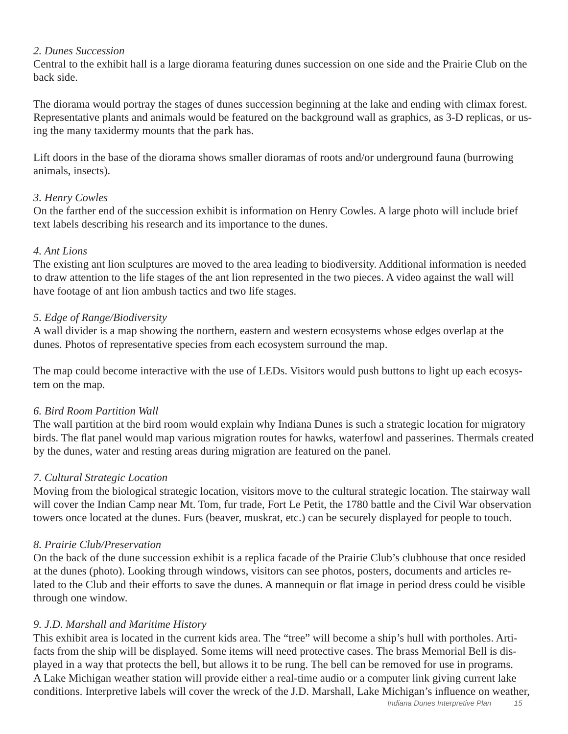*2. Dunes Succession*
Central to the exhibit hall is a large diorama featuring dunes succession on one side and the Prairie Club on the back side.

The diorama would portray the stages of dunes succession beginning at the lake and ending with climax forest. Representative plants and animals would be featured on the background wall as graphics, as 3-D replicas, or using the many taxidermy mounts that the park has.

Lift doors in the base of the diorama shows smaller dioramas of roots and/or underground fauna (burrowing animals, insects).

*3. Henry Cowles*
On the farther end of the succession exhibit is information on Henry Cowles. A large photo will include brief text labels describing his research and its importance to the dunes.

*4. Ant Lions*
The existing ant lion sculptures are moved to the area leading to biodiversity. Additional information is needed to draw attention to the life stages of the ant lion represented in the two pieces. A video against the wall will have footage of ant lion ambush tactics and two life stages.

*5. Edge of Range/Biodiversity*
A wall divider is a map showing the northern, eastern and western ecosystems whose edges overlap at the dunes. Photos of representative species from each ecosystem surround the map.

The map could become interactive with the use of LEDs. Visitors would push buttons to light up each ecosystem on the map.

*6. Bird Room Partition Wall*
The wall partition at the bird room would explain why Indiana Dunes is such a strategic location for migratory birds. The flat panel would map various migration routes for hawks, waterfowl and passerines. Thermals created by the dunes, water and resting areas during migration are featured on the panel.

*7. Cultural Strategic Location*
Moving from the biological strategic location, visitors move to the cultural strategic location. The stairway wall will cover the Indian Camp near Mt. Tom, fur trade, Fort Le Petit, the 1780 battle and the Civil War observation towers once located at the dunes. Furs (beaver, muskrat, etc.) can be securely displayed for people to touch.

*8. Prairie Club/Preservation*
On the back of the dune succession exhibit is a replica facade of the Prairie Club's clubhouse that once resided at the dunes (photo). Looking through windows, visitors can see photos, posters, documents and articles related to the Club and their efforts to save the dunes. A mannequin or flat image in period dress could be visible through one window.

*9. J.D. Marshall and Maritime History*
This exhibit area is located in the current kids area. The "tree" will become a ship's hull with portholes. Artifacts from the ship will be displayed. Some items will need protective cases. The brass Memorial Bell is displayed in a way that protects the bell, but allows it to be rung. The bell can be removed for use in programs. A Lake Michigan weather station will provide either a real-time audio or a computer link giving current lake conditions. Interpretive labels will cover the wreck of the J.D. Marshall, Lake Michigan's influence on weather,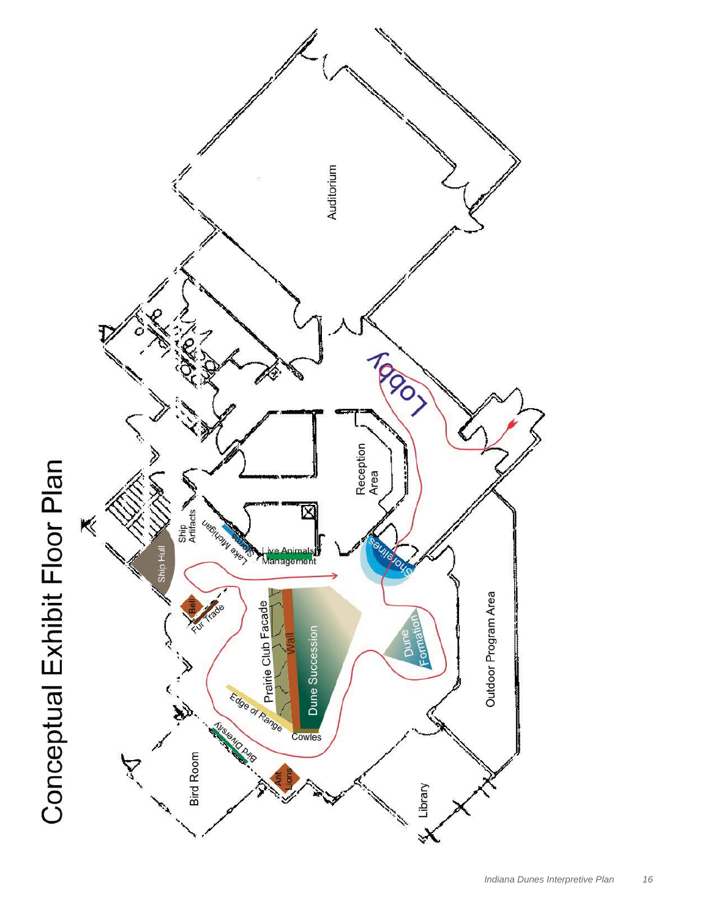# Conceptual Exhibit Floor Plan

Auditorium

Lobby

Reception Area

Ship Artifacts

Lake Michigan

Storms

Live Animals

Management

Shorelines

Ship Hull

Bell

Fur Trade

Prairie Club Facade

Wall

Dune Succession

Dune Formation

Outdoor Program Area

Edge of Range

Cowles

Bird Diversity

Ant Lions

Bird Room

Library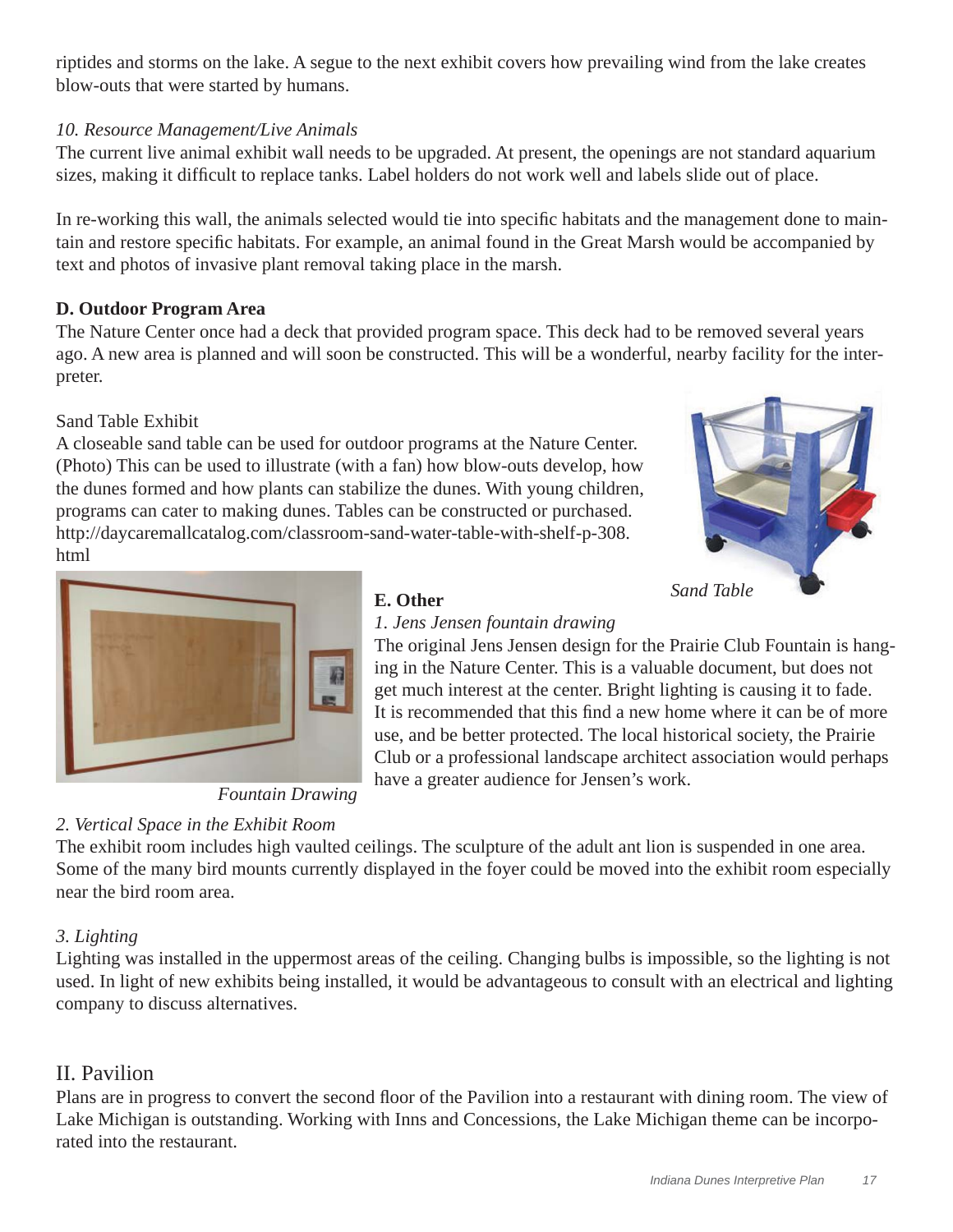riptides and storms on the lake. A segue to the next exhibit covers how prevailing wind from the lake creates blow-outs that were started by humans.

*10. Resource Management/Live Animals*

The current live animal exhibit wall needs to be upgraded. At present, the openings are not standard aquarium sizes, making it difficult to replace tanks. Label holders do not work well and labels slide out of place.

In re-working this wall, the animals selected would tie into specific habitats and the management done to maintain and restore specific habitats. For example, an animal found in the Great Marsh would be accompanied by text and photos of invasive plant removal taking place in the marsh.

**D. Outdoor Program Area**

The Nature Center once had a deck that provided program space. This deck had to be removed several years ago. A new area is planned and will soon be constructed. This will be a wonderful, nearby facility for the interpreter.

Sand Table Exhibit

A closeable sand table can be used for outdoor programs at the Nature Center. (Photo) This can be used to illustrate (with a fan) how blow-outs develop, how the dunes formed and how plants can stabilize the dunes. With young children, programs can cater to making dunes. Tables can be constructed or purchased. http://daycaremallcatalog.com/classroom-sand-water-table-with-shelf-p-308.html

*Sand Table*

**E. Other**

*1. Jens Jensen fountain drawing*

The original Jens Jensen design for the Prairie Club Fountain is hanging in the Nature Center. This is a valuable document, but does not get much interest at the center. Bright lighting is causing it to fade. It is recommended that this find a new home where it can be of more use, and be better protected. The local historical society, the Prairie Club or a professional landscape architect association would perhaps have a greater audience for Jensen's work.

*Fountain Drawing*

*2. Vertical Space in the Exhibit Room*

The exhibit room includes high vaulted ceilings. The sculpture of the adult ant lion is suspended in one area. Some of the many bird mounts currently displayed in the foyer could be moved into the exhibit room especially near the bird room area.

*3. Lighting*

Lighting was installed in the uppermost areas of the ceiling. Changing bulbs is impossible, so the lighting is not used. In light of new exhibits being installed, it would be advantageous to consult with an electrical and lighting company to discuss alternatives.

## II. Pavilion

Plans are in progress to convert the second floor of the Pavilion into a restaurant with dining room. The view of Lake Michigan is outstanding. Working with Inns and Concessions, the Lake Michigan theme can be incorporated into the restaurant.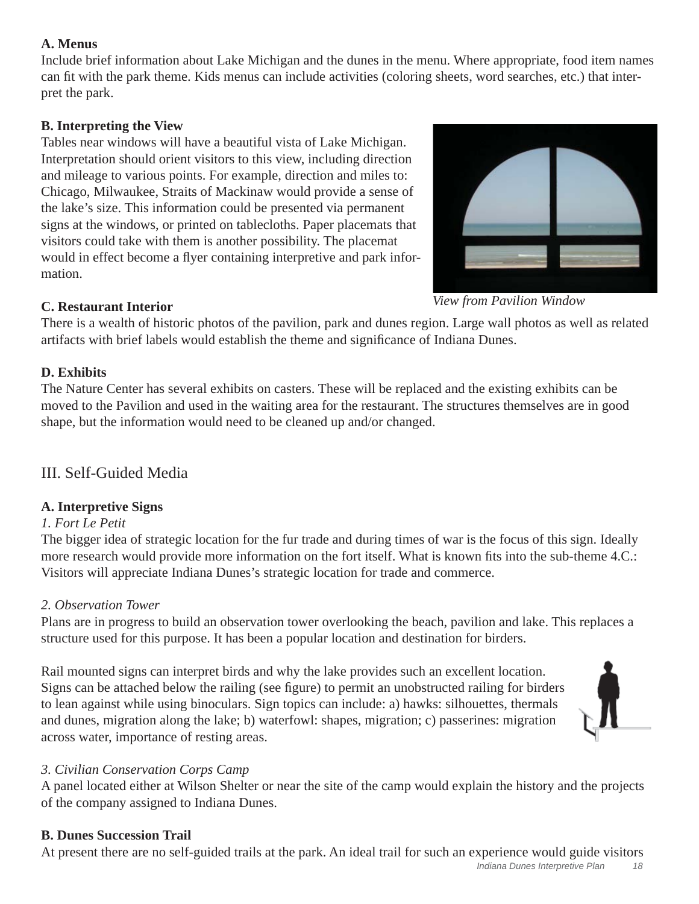**A. Menus**
Include brief information about Lake Michigan and the dunes in the menu. Where appropriate, food item names can fit with the park theme. Kids menus can include activities (coloring sheets, word searches, etc.) that interpret the park.

**B. Interpreting the View**
Tables near windows will have a beautiful vista of Lake Michigan. Interpretation should orient visitors to this view, including direction and mileage to various points. For example, direction and miles to: Chicago, Milwaukee, Straits of Mackinaw would provide a sense of the lake's size. This information could be presented via permanent signs at the windows, or printed on tablecloths. Paper placemats that visitors could take with them is another possibility. The placemat would in effect become a flyer containing interpretive and park information.

*View from Pavilion Window*

**C. Restaurant Interior**
There is a wealth of historic photos of the pavilion, park and dunes region. Large wall photos as well as related artifacts with brief labels would establish the theme and significance of Indiana Dunes.

**D. Exhibits**
The Nature Center has several exhibits on casters. These will be replaced and the existing exhibits can be moved to the Pavilion and used in the waiting area for the restaurant. The structures themselves are in good shape, but the information would need to be cleaned up and/or changed.

## III. Self-Guided Media

**A. Interpretive Signs**

*1. Fort Le Petit*
The bigger idea of strategic location for the fur trade and during times of war is the focus of this sign. Ideally more research would provide more information on the fort itself. What is known fits into the sub-theme 4.C.: Visitors will appreciate Indiana Dunes's strategic location for trade and commerce.

*2. Observation Tower*
Plans are in progress to build an observation tower overlooking the beach, pavilion and lake. This replaces a structure used for this purpose. It has been a popular location and destination for birders.

Rail mounted signs can interpret birds and why the lake provides such an excellent location. Signs can be attached below the railing (see figure) to permit an unobstructed railing for birders to lean against while using binoculars. Sign topics can include: a) hawks: silhouettes, thermals and dunes, migration along the lake; b) waterfowl: shapes, migration; c) passerines: migration across water, importance of resting areas.

*3. Civilian Conservation Corps Camp*
A panel located either at Wilson Shelter or near the site of the camp would explain the history and the projects of the company assigned to Indiana Dunes.

**B. Dunes Succession Trail**
At present there are no self-guided trails at the park. An ideal trail for such an experience would guide visitors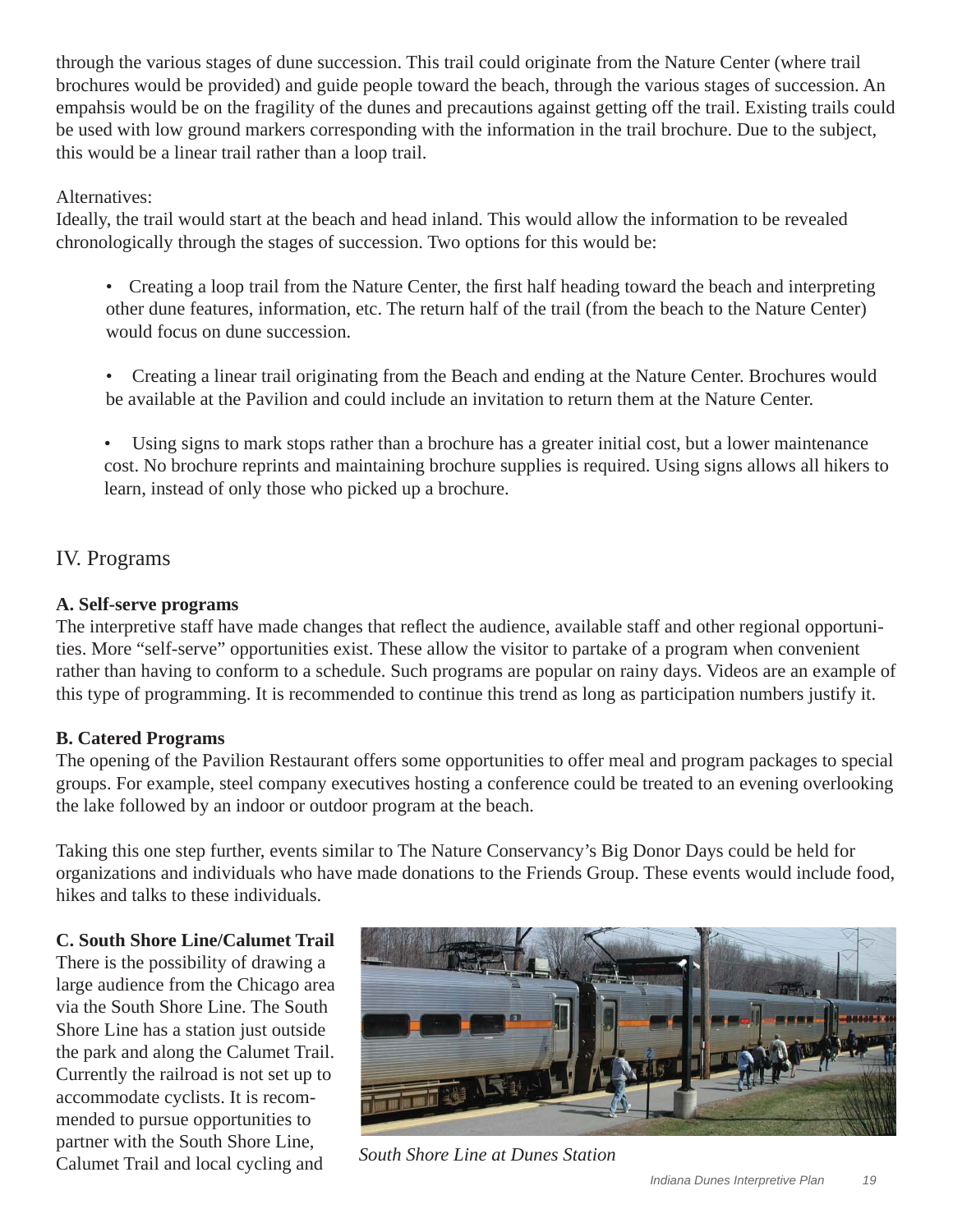through the various stages of dune succession. This trail could originate from the Nature Center (where trail brochures would be provided) and guide people toward the beach, through the various stages of succession. An empahsis would be on the fragility of the dunes and precautions against getting off the trail. Existing trails could be used with low ground markers corresponding with the information in the trail brochure. Due to the subject, this would be a linear trail rather than a loop trail.

Alternatives:
Ideally, the trail would start at the beach and head inland. This would allow the information to be revealed chronologically through the stages of succession. Two options for this would be:

- Creating a loop trail from the Nature Center, the first half heading toward the beach and interpreting other dune features, information, etc. The return half of the trail (from the beach to the Nature Center) would focus on dune succession.
- Creating a linear trail originating from the Beach and ending at the Nature Center. Brochures would be available at the Pavilion and could include an invitation to return them at the Nature Center.
- Using signs to mark stops rather than a brochure has a greater initial cost, but a lower maintenance cost. No brochure reprints and maintaining brochure supplies is required. Using signs allows all hikers to learn, instead of only those who picked up a brochure.

## IV. Programs

**A. Self-serve programs**
The interpretive staff have made changes that reflect the audience, available staff and other regional opportunities. More "self-serve" opportunities exist. These allow the visitor to partake of a program when convenient rather than having to conform to a schedule. Such programs are popular on rainy days. Videos are an example of this type of programming. It is recommended to continue this trend as long as participation numbers justify it.

**B. Catered Programs**
The opening of the Pavilion Restaurant offers some opportunities to offer meal and program packages to special groups. For example, steel company executives hosting a conference could be treated to an evening overlooking the lake followed by an indoor or outdoor program at the beach.

Taking this one step further, events similar to The Nature Conservancy's Big Donor Days could be held for organizations and individuals who have made donations to the Friends Group. These events would include food, hikes and talks to these individuals.

**C. South Shore Line/Calumet Trail**
There is the possibility of drawing a large audience from the Chicago area via the South Shore Line. The South Shore Line has a station just outside the park and along the Calumet Trail. Currently the railroad is not set up to accommodate cyclists. It is recommended to pursue opportunities to partner with the South Shore Line, Calumet Trail and local cycling and

*South Shore Line at Dunes Station*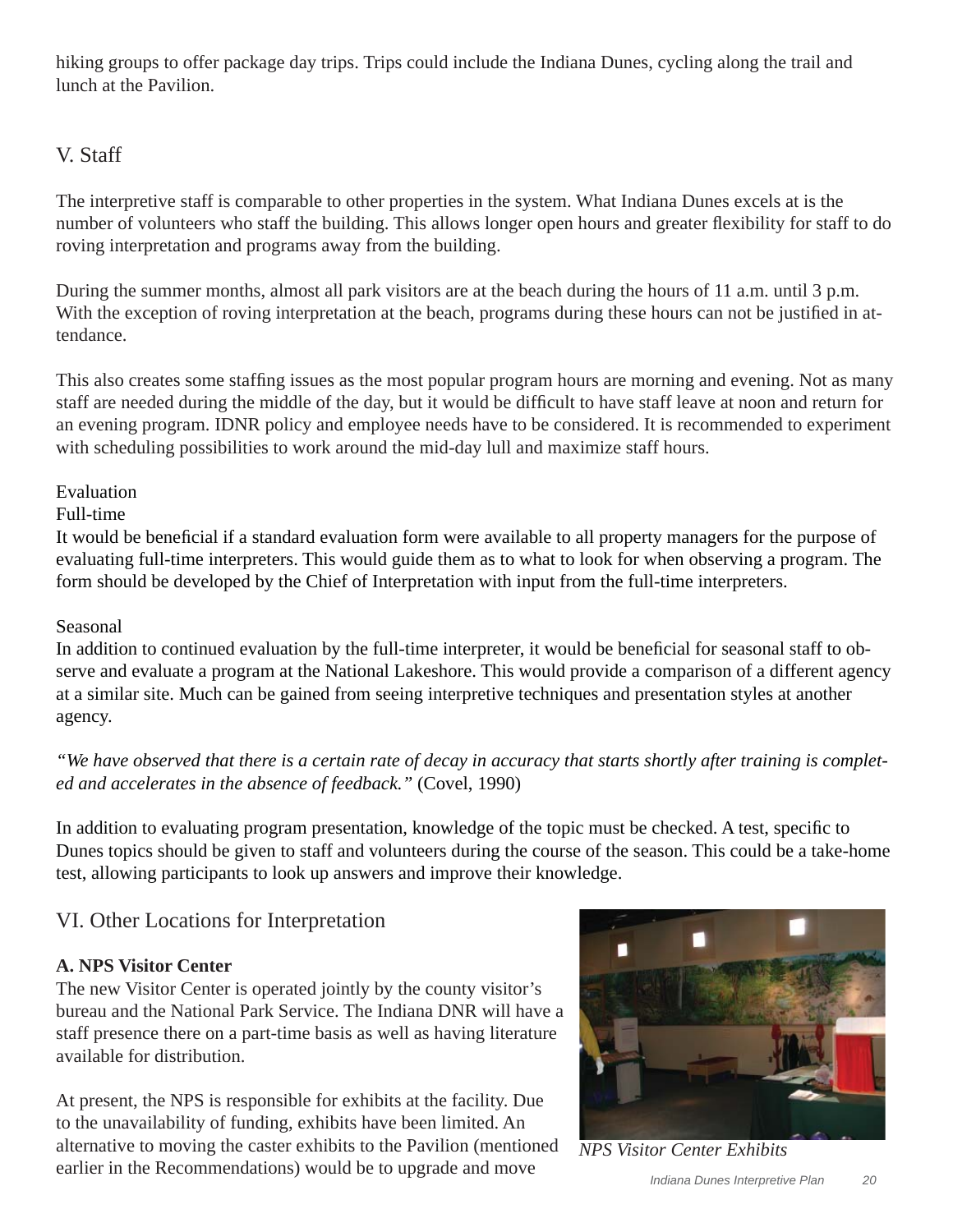hiking groups to offer package day trips. Trips could include the Indiana Dunes, cycling along the trail and lunch at the Pavilion.

## V. Staff

The interpretive staff is comparable to other properties in the system. What Indiana Dunes excels at is the number of volunteers who staff the building. This allows longer open hours and greater flexibility for staff to do roving interpretation and programs away from the building.

During the summer months, almost all park visitors are at the beach during the hours of 11 a.m. until 3 p.m. With the exception of roving interpretation at the beach, programs during these hours can not be justified in attendance.

This also creates some staffing issues as the most popular program hours are morning and evening. Not as many staff are needed during the middle of the day, but it would be difficult to have staff leave at noon and return for an evening program. IDNR policy and employee needs have to be considered. It is recommended to experiment with scheduling possibilities to work around the mid-day lull and maximize staff hours.

Evaluation

Full-time

It would be beneficial if a standard evaluation form were available to all property managers for the purpose of evaluating full-time interpreters. This would guide them as to what to look for when observing a program. The form should be developed by the Chief of Interpretation with input from the full-time interpreters.

Seasonal

In addition to continued evaluation by the full-time interpreter, it would be beneficial for seasonal staff to observe and evaluate a program at the National Lakeshore. This would provide a comparison of a different agency at a similar site. Much can be gained from seeing interpretive techniques and presentation styles at another agency.

*"We have observed that there is a certain rate of decay in accuracy that starts shortly after training is completed and accelerates in the absence of feedback."* (Covel, 1990)

In addition to evaluating program presentation, knowledge of the topic must be checked. A test, specific to Dunes topics should be given to staff and volunteers during the course of the season. This could be a take-home test, allowing participants to look up answers and improve their knowledge.

## VI. Other Locations for Interpretation

**A. NPS Visitor Center**

The new Visitor Center is operated jointly by the county visitor's bureau and the National Park Service. The Indiana DNR will have a staff presence there on a part-time basis as well as having literature available for distribution.

At present, the NPS is responsible for exhibits at the facility. Due to the unavailability of funding, exhibits have been limited. An alternative to moving the caster exhibits to the Pavilion (mentioned earlier in the Recommendations) would be to upgrade and move

*NPS Visitor Center Exhibits*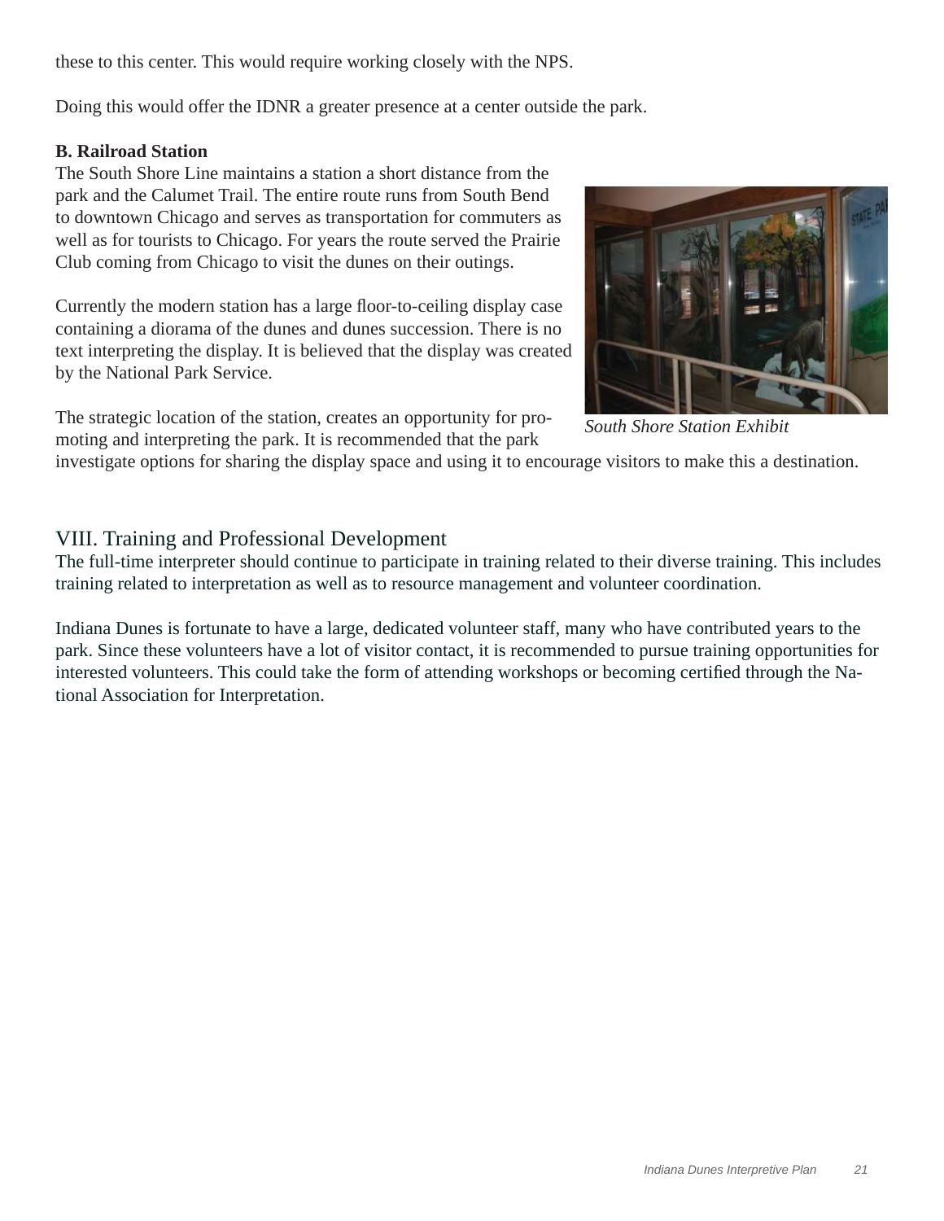these to this center. This would require working closely with the NPS.

Doing this would offer the IDNR a greater presence at a center outside the park.

**B. Railroad Station**

The South Shore Line maintains a station a short distance from the park and the Calumet Trail. The entire route runs from South Bend to downtown Chicago and serves as transportation for commuters as well as for tourists to Chicago. For years the route served the Prairie Club coming from Chicago to visit the dunes on their outings.

Currently the modern station has a large floor-to-ceiling display case containing a diorama of the dunes and dunes succession. There is no text interpreting the display. It is believed that the display was created by the National Park Service.

*South Shore Station Exhibit*

The strategic location of the station, creates an opportunity for promoting and interpreting the park. It is recommended that the park investigate options for sharing the display space and using it to encourage visitors to make this a destination.

## VIII. Training and Professional Development

The full-time interpreter should continue to participate in training related to their diverse training. This includes training related to interpretation as well as to resource management and volunteer coordination.

Indiana Dunes is fortunate to have a large, dedicated volunteer staff, many who have contributed years to the park. Since these volunteers have a lot of visitor contact, it is recommended to pursue training opportunities for interested volunteers. This could take the form of attending workshops or becoming certified through the National Association for Interpretation.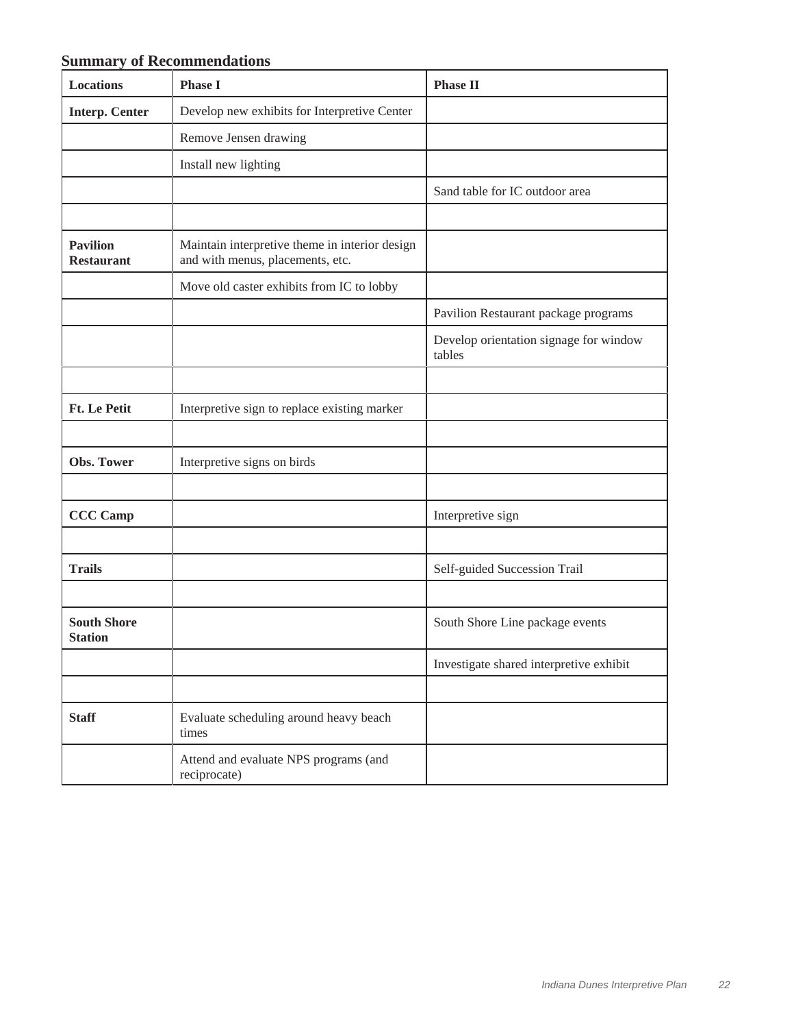## Summary of Recommendations

| Locations | Phase I | Phase II |
|---|---|---|
| **Interp. Center** | Develop new exhibits for Interpretive Center | |
| | Remove Jensen drawing | |
| | Install new lighting | |
| | | Sand table for IC outdoor area |
| | | |
| **Pavilion Restaurant** | Maintain interpretive theme in interior design and with menus, placements, etc. | |
| | Move old caster exhibits from IC to lobby | |
| | | Pavilion Restaurant package programs |
| | | Develop orientation signage for window tables |
| | | |
| **Ft. Le Petit** | Interpretive sign to replace existing marker | |
| | | |
| **Obs. Tower** | Interpretive signs on birds | |
| | | |
| **CCC Camp** | | Interpretive sign |
| | | |
| **Trails** | | Self-guided Succession Trail |
| | | |
| **South Shore Station** | | South Shore Line package events |
| | | Investigate shared interpretive exhibit |
| | | |
| **Staff** | Evaluate scheduling around heavy beach times | |
| | Attend and evaluate NPS programs (and reciprocate) | |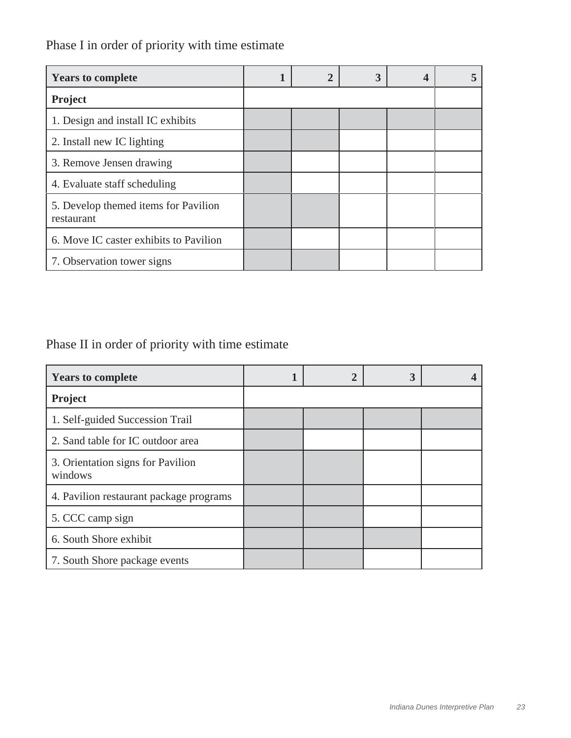Phase I in order of priority with time estimate

| Years to complete | 1 | 2 | 3 | 4 | 5 |
|---|---|---|---|---|---|
| **Project** | | | | | |
| 1. Design and install IC exhibits | ■ | ■ | ■ | ■ | ■ |
| 2. Install new IC lighting | ■ | ■ | | | |
| 3. Remove Jensen drawing | ■ | | | | |
| 4. Evaluate staff scheduling | ■ | | | | |
| 5. Develop themed items for Pavilion restaurant | ■ | ■ | | | |
| 6. Move IC caster exhibits to Pavilion | ■ | | | | |
| 7. Observation tower signs | ■ | ■ | | | |

Phase II in order of priority with time estimate

| Years to complete | 1 | 2 | 3 | 4 |
|---|---|---|---|---|
| **Project** | | | | |
| 1. Self-guided Succession Trail | ■ | ■ | ■ | ■ |
| 2. Sand table for IC outdoor area | ■ | | | |
| 3. Orientation signs for Pavilion windows | ■ | ■ | | |
| 4. Pavilion restaurant package programs | ■ | ■ | | |
| 5. CCC camp sign | ■ | ■ | | |
| 6. South Shore exhibit | ■ | ■ | ■ | |
| 7. South Shore package events | ■ | ■ | | |